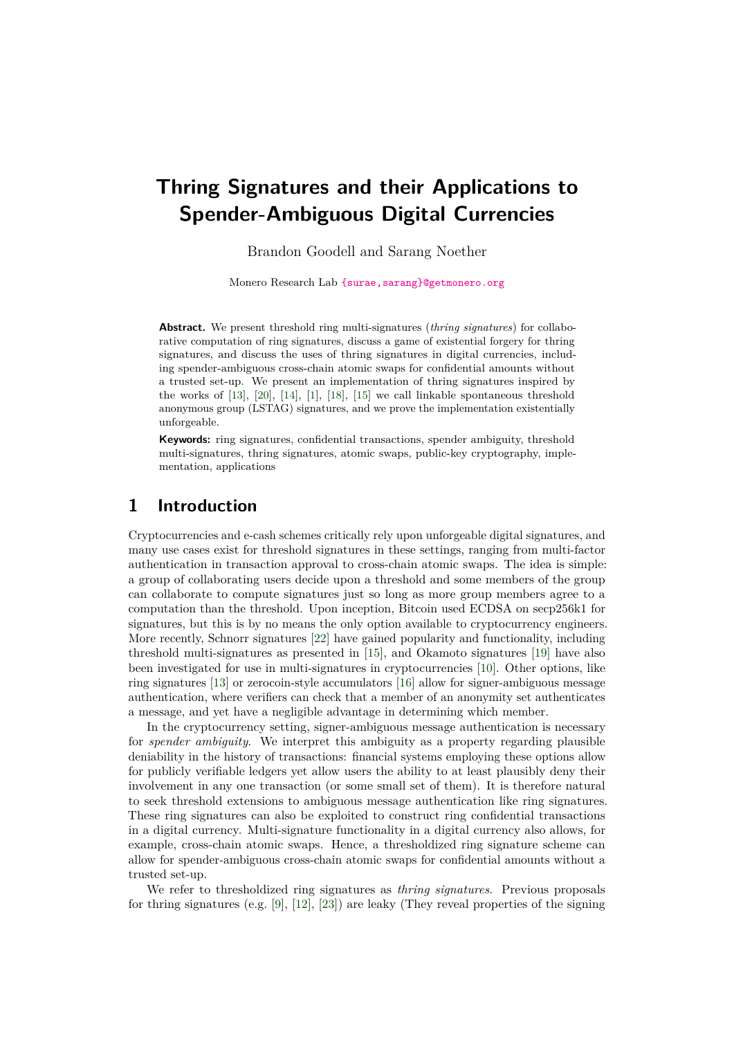# Thring Signatures and their Applications to Spender-Ambiguous Digital Currencies

Brandon Goodell and Sarang Noether

Monero Research Lab {surae,sarang}@getmonero.org

**Abstract.** We present threshold ring multi-signatures (*thring signatures*) for collaborative computation of ring signatures, discuss a game of existential forgery for thring signatures, and discuss the uses of thring signatures in digital currencies, including spender-ambiguous cross-chain atomic swaps for confidential amounts without a trusted set-up. We present an implementation of thring signatures inspired by the works of [13], [20], [14], [1], [18], [15] we call linkable spontaneous threshold anonymous group (LSTAG) signatures, and we prove the implementation existentially unforgeable.

**Keywords:** ring signatures, confidential transactions, spender ambiguity, threshold multi-signatures, thring signatures, atomic swaps, public-key cryptography, implementation, applications

## 1 Introduction

Cryptocurrencies and e-cash schemes critically rely upon unforgeable digital signatures, and many use cases exist for threshold signatures in these settings, ranging from multi-factor authentication in transaction approval to cross-chain atomic swaps. The idea is simple: a group of collaborating users decide upon a threshold and some members of the group can collaborate to compute signatures just so long as more group members agree to a computation than the threshold. Upon inception, Bitcoin used ECDSA on secp256k1 for signatures, but this is by no means the only option available to cryptocurrency engineers. More recently, Schnorr signatures [22] have gained popularity and functionality, including threshold multi-signatures as presented in [15], and Okamoto signatures [19] have also been investigated for use in multi-signatures in cryptocurrencies [10]. Other options, like ring signatures [13] or zerocoin-style accumulators [16] allow for signer-ambiguous message authentication, where verifiers can check that a member of an anonymity set authenticates a message, and yet have a negligible advantage in determining which member.

In the cryptocurrency setting, signer-ambiguous message authentication is necessary for *spender ambiguity*. We interpret this ambiguity as a property regarding plausible deniability in the history of transactions: financial systems employing these options allow for publicly verifiable ledgers yet allow users the ability to at least plausibly deny their involvement in any one transaction (or some small set of them). It is therefore natural to seek threshold extensions to ambiguous message authentication like ring signatures. These ring signatures can also be exploited to construct ring confidential transactions in a digital currency. Multi-signature functionality in a digital currency also allows, for example, cross-chain atomic swaps. Hence, a thresholdized ring signature scheme can allow for spender-ambiguous cross-chain atomic swaps for confidential amounts without a trusted set-up.

We refer to thresholdized ring signatures as *thring signatures.* Previous proposals for thring signatures (e.g. [9], [12], [23]) are leaky (They reveal properties of the signing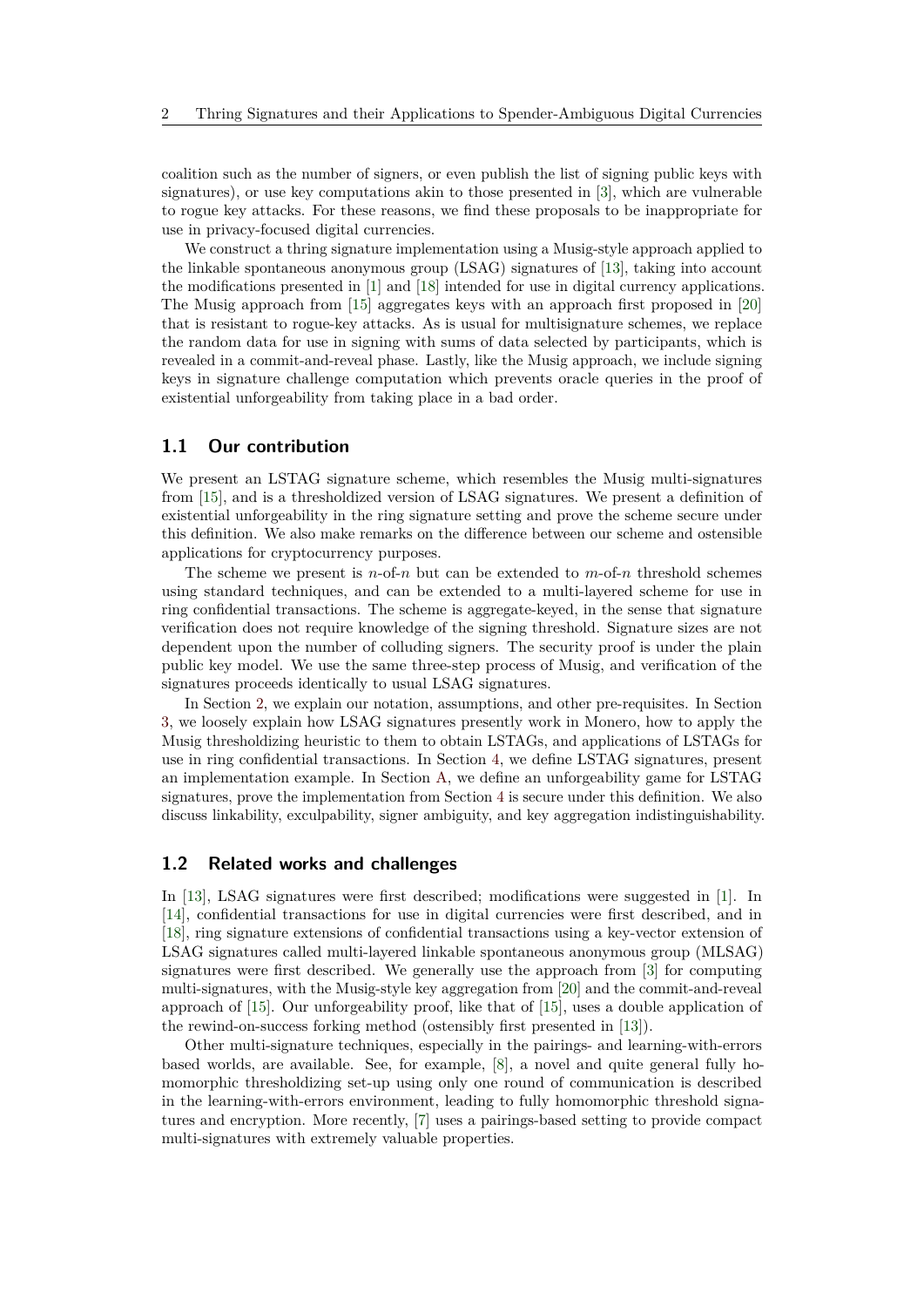coalition such as the number of signers, or even publish the list of signing public keys with signatures), or use key computations akin to those presented in [3], which are vulnerable to rogue key attacks. For these reasons, we find these proposals to be inappropriate for use in privacy-focused digital currencies.

We construct a thring signature implementation using a Musig-style approach applied to the linkable spontaneous anonymous group (LSAG) signatures of [13], taking into account the modifications presented in [1] and [18] intended for use in digital currency applications. The Musig approach from [15] aggregates keys with an approach first proposed in [20] that is resistant to rogue-key attacks. As is usual for multisignature schemes, we replace the random data for use in signing with sums of data selected by participants, which is revealed in a commit-and-reveal phase. Lastly, like the Musig approach, we include signing keys in signature challenge computation which prevents oracle queries in the proof of existential unforgeability from taking place in a bad order.

## 1.1 Our contribution

We present an LSTAG signature scheme, which resembles the Musig multi-signatures from [15], and is a thresholdized version of LSAG signatures. We present a definition of existential unforgeability in the ring signature setting and prove the scheme secure under this definition. We also make remarks on the difference between our scheme and ostensible applications for cryptocurrency purposes.

The scheme we present is $n$-of-$n$ but can be extended to $m$-of-$n$ threshold schemes using standard techniques, and can be extended to a multi-layered scheme for use in ring confidential transactions. The scheme is aggregate-keyed, in the sense that signature verification does not require knowledge of the signing threshold. Signature sizes are not dependent upon the number of colluding signers. The security proof is under the plain public key model. We use the same three-step process of Musig, and verification of the signatures proceeds identically to usual LSAG signatures.

In Section 2, we explain our notation, assumptions, and other pre-requisites. In Section 3, we loosely explain how LSAG signatures presently work in Monero, how to apply the Musig thresholdizing heuristic to them to obtain LSTAGs, and applications of LSTAGs for use in ring confidential transactions. In Section 4, we define LSTAG signatures, present an implementation example. In Section A, we define an unforgeability game for LSTAG signatures, prove the implementation from Section 4 is secure under this definition. We also discuss linkability, exculpability, signer ambiguity, and key aggregation indistinguishability.

## 1.2 Related works and challenges

In [13], LSAG signatures were first described; modifications were suggested in [1]. In [14], confidential transactions for use in digital currencies were first described, and in [18], ring signature extensions of confidential transactions using a key-vector extension of LSAG signatures called multi-layered linkable spontaneous anonymous group (MLSAG) signatures were first described. We generally use the approach from [3] for computing multi-signatures, with the Musig-style key aggregation from [20] and the commit-and-reveal approach of [15]. Our unforgeability proof, like that of [15], uses a double application of the rewind-on-success forking method (ostensibly first presented in [13]).

Other multi-signature techniques, especially in the pairings- and learning-with-errors based worlds, are available. See, for example, [8], a novel and quite general fully homomorphic thresholdizing set-up using only one round of communication is described in the learning-with-errors environment, leading to fully homomorphic threshold signatures and encryption. More recently, [7] uses a pairings-based setting to provide compact multi-signatures with extremely valuable properties.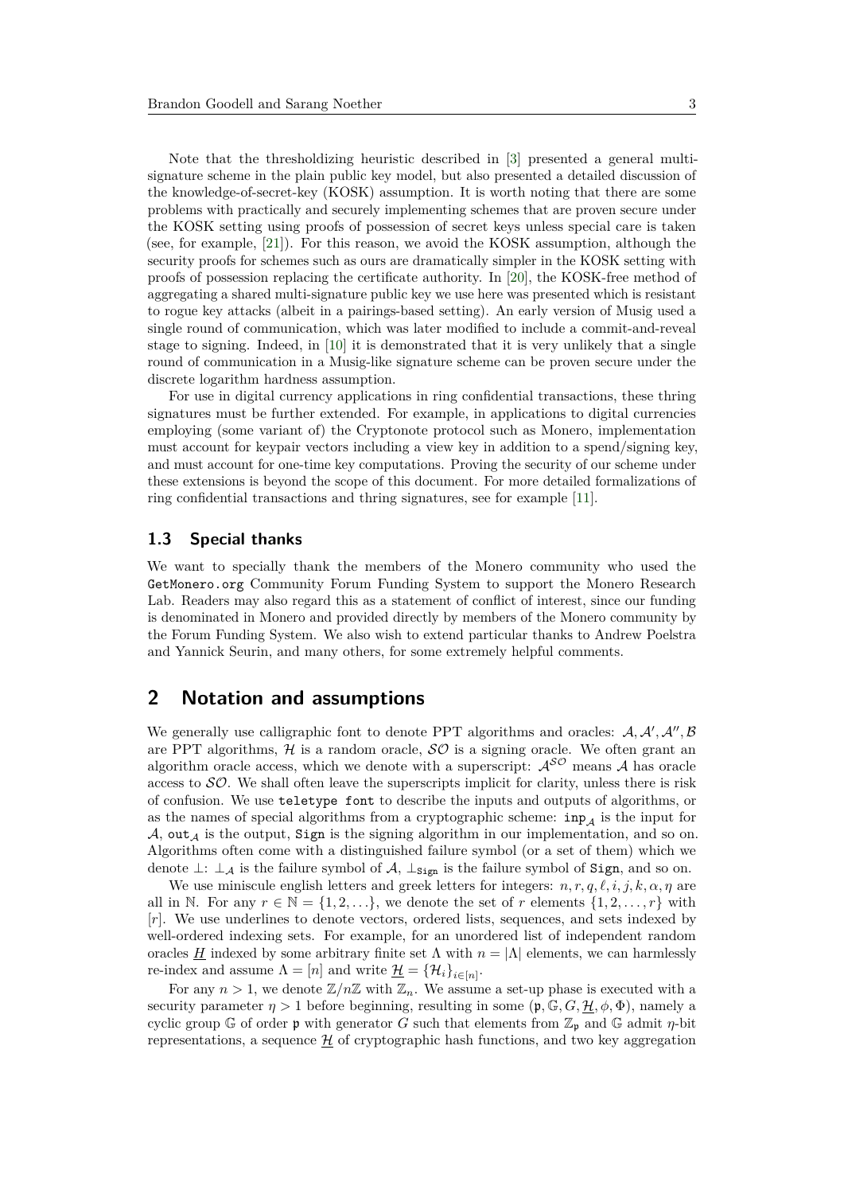Note that the thresholdizing heuristic described in [3] presented a general multi-signature scheme in the plain public key model, but also presented a detailed discussion of the knowledge-of-secret-key (KOSK) assumption. It is worth noting that there are some problems with practically and securely implementing schemes that are proven secure under the KOSK setting using proofs of possession of secret keys unless special care is taken (see, for example, [21]). For this reason, we avoid the KOSK assumption, although the security proofs for schemes such as ours are dramatically simpler in the KOSK setting with proofs of possession replacing the certificate authority. In [20], the KOSK-free method of aggregating a shared multi-signature public key we use here was presented which is resistant to rogue key attacks (albeit in a pairings-based setting). An early version of Musig used a single round of communication, which was later modified to include a commit-and-reveal stage to signing. Indeed, in [10] it is demonstrated that it is very unlikely that a single round of communication in a Musig-like signature scheme can be proven secure under the discrete logarithm hardness assumption.

For use in digital currency applications in ring confidential transactions, these thring signatures must be further extended. For example, in applications to digital currencies employing (some variant of) the Cryptonote protocol such as Monero, implementation must account for keypair vectors including a view key in addition to a spend/signing key, and must account for one-time key computations. Proving the security of our scheme under these extensions is beyond the scope of this document. For more detailed formalizations of ring confidential transactions and thring signatures, see for example [11].

### 1.3 Special thanks

We want to specially thank the members of the Monero community who used the `GetMonero.org` Community Forum Funding System to support the Monero Research Lab. Readers may also regard this as a statement of conflict of interest, since our funding is denominated in Monero and provided directly by members of the Monero community by the Forum Funding System. We also wish to extend particular thanks to Andrew Poelstra and Yannick Seurin, and many others, for some extremely helpful comments.

## 2 Notation and assumptions

We generally use calligraphic font to denote PPT algorithms and oracles: $\mathcal{A}, \mathcal{A}', \mathcal{A}'', \mathcal{B}$ are PPT algorithms, $\mathcal{H}$ is a random oracle, $\mathcal{SO}$ is a signing oracle. We often grant an algorithm oracle access, which we denote with a superscript: $\mathcal{A}^{\mathcal{SO}}$ means $\mathcal{A}$ has oracle access to $\mathcal{SO}$. We shall often leave the superscripts implicit for clarity, unless there is risk of confusion. We use `teletype font` to describe the inputs and outputs of algorithms, or as the names of special algorithms from a cryptographic scheme: $\mathtt{inp}_{\mathcal{A}}$ is the input for $\mathcal{A}$, $\mathtt{out}_{\mathcal{A}}$ is the output, `Sign` is the signing algorithm in our implementation, and so on. Algorithms often come with a distinguished failure symbol (or a set of them) which we denote $\bot$: $\bot_{\mathcal{A}}$ is the failure symbol of $\mathcal{A}$, $\bot_{\mathtt{Sign}}$ is the failure symbol of `Sign`, and so on.

We use miniscule english letters and greek letters for integers: $n, r, q, \ell, i, j, k, \alpha, \eta$ are all in $\mathbb{N}$. For any $r \in \mathbb{N} = \{1, 2, \ldots\}$, we denote the set of $r$ elements $\{1, 2, \ldots, r\}$ with $[r]$. We use underlines to denote vectors, ordered lists, sequences, and sets indexed by well-ordered indexing sets. For example, for an unordered list of independent random oracles $\underline{H}$ indexed by some arbitrary finite set $\Lambda$ with $n = |\Lambda|$ elements, we can harmlessly re-index and assume $\Lambda = [n]$ and write $\underline{\mathcal{H}} = \{\mathcal{H}_i\}_{i \in [n]}$.

For any $n > 1$, we denote $\mathbb{Z}/n\mathbb{Z}$ with $\mathbb{Z}_n$. We assume a set-up phase is executed with a security parameter $\eta > 1$ before beginning, resulting in some $(\mathfrak{p}, \mathbb{G}, G, \underline{\mathcal{H}}, \phi, \Phi)$, namely a cyclic group $\mathbb{G}$ of order $\mathfrak{p}$ with generator $G$ such that elements from $\mathbb{Z}_{\mathfrak{p}}$ and $\mathbb{G}$ admit $\eta$-bit representations, a sequence $\underline{\mathcal{H}}$ of cryptographic hash functions, and two key aggregation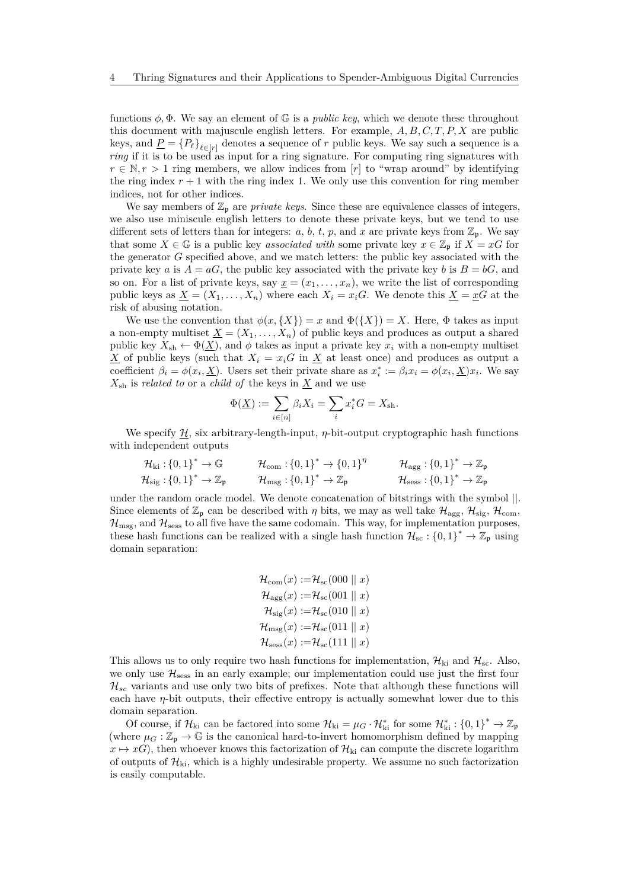functions $\phi, \Phi$. We say an element of $\mathbb{G}$ is a *public key*, which we denote these throughout this document with majuscule english letters. For example, $A, B, C, T, P, X$ are public keys, and $\underline{P} = \{P_\ell\}_{\ell \in [r]}$ denotes a sequence of $r$ public keys. We say such a sequence is a *ring* if it is to be used as input for a ring signature. For computing ring signatures with $r \in \mathbb{N}, r > 1$ ring members, we allow indices from $[r]$ to "wrap around" by identifying the ring index $r+1$ with the ring index 1. We only use this convention for ring member indices, not for other indices.

We say members of $\mathbb{Z}_\mathfrak{p}$ are *private keys*. Since these are equivalence classes of integers, we also use miniscule english letters to denote these private keys, but we tend to use different sets of letters than for integers: $a$, $b$, $t$, $p$, and $x$ are private keys from $\mathbb{Z}_\mathfrak{p}$. We say that some $X \in \mathbb{G}$ is a public key *associated with* some private key $x \in \mathbb{Z}_\mathfrak{p}$ if $X = xG$ for the generator $G$ specified above, and we match letters: the public key associated with the private key $a$ is $A = aG$, the public key associated with the private key $b$ is $B = bG$, and so on. For a list of private keys, say $\underline{x} = (x_1, \ldots, x_n)$, we write the list of corresponding public keys as $\underline{X} = (X_1, \ldots, X_n)$ where each $X_i = x_i G$. We denote this $\underline{X} = \underline{x}G$ at the risk of abusing notation.

We use the convention that $\phi(x, \{X\}) = x$ and $\Phi(\{X\}) = X$. Here, $\Phi$ takes as input a non-empty multiset $\underline{X} = (X_1, \ldots, X_n)$ of public keys and produces as output a shared public key $X_{\text{sh}} \leftarrow \Phi(\underline{X})$, and $\phi$ takes as input a private key $x_i$ with a non-empty multiset $\underline{X}$ of public keys (such that $X_i = x_i G$ in $\underline{X}$ at least once) and produces as output a coefficient $\beta_i = \phi(x_i, \underline{X})$. Users set their private share as $x_i^* := \beta_i x_i = \phi(x_i, \underline{X}) x_i$. We say $X_{\text{sh}}$ is *related to* or a *child of* the keys in $\underline{X}$ and we use

$$\Phi(\underline{X}) := \sum_{i \in [n]} \beta_i X_i = \sum_i x_i^* G = X_{\text{sh}}.$$

We specify $\underline{\mathcal{H}}$, six arbitrary-length-input, $\eta$-bit-output cryptographic hash functions with independent outputs

$$\mathcal{H}_{\text{ki}} : \{0,1\}^* \to \mathbb{G} \qquad \mathcal{H}_{\text{com}} : \{0,1\}^* \to \{0,1\}^\eta \qquad \mathcal{H}_{\text{agg}} : \{0,1\}^* \to \mathbb{Z}_\mathfrak{p}$$
$$\mathcal{H}_{\text{sig}} : \{0,1\}^* \to \mathbb{Z}_\mathfrak{p} \qquad \mathcal{H}_{\text{msg}} : \{0,1\}^* \to \mathbb{Z}_\mathfrak{p} \qquad \mathcal{H}_{\text{sess}} : \{0,1\}^* \to \mathbb{Z}_\mathfrak{p}$$

under the random oracle model. We denote concatenation of bitstrings with the symbol $||$. Since elements of $\mathbb{Z}_\mathfrak{p}$ can be described with $\eta$ bits, we may as well take $\mathcal{H}_{\text{agg}}$, $\mathcal{H}_{\text{sig}}$, $\mathcal{H}_{\text{com}}$, $\mathcal{H}_{\text{msg}}$, and $\mathcal{H}_{\text{sess}}$ to all five have the same codomain. This way, for implementation purposes, these hash functions can be realized with a single hash function $\mathcal{H}_{\text{sc}} : \{0,1\}^* \to \mathbb{Z}_\mathfrak{p}$ using domain separation:

$$\begin{aligned}
\mathcal{H}_{\text{com}}(x) &:= \mathcal{H}_{\text{sc}}(000 \mid\mid x) \\
\mathcal{H}_{\text{agg}}(x) &:= \mathcal{H}_{\text{sc}}(001 \mid\mid x) \\
\mathcal{H}_{\text{sig}}(x) &:= \mathcal{H}_{\text{sc}}(010 \mid\mid x) \\
\mathcal{H}_{\text{msg}}(x) &:= \mathcal{H}_{\text{sc}}(011 \mid\mid x) \\
\mathcal{H}_{\text{sess}}(x) &:= \mathcal{H}_{\text{sc}}(111 \mid\mid x)
\end{aligned}$$

This allows us to only require two hash functions for implementation, $\mathcal{H}_{\text{ki}}$ and $\mathcal{H}_{\text{sc}}$. Also, we only use $\mathcal{H}_{\text{sess}}$ in an early example; our implementation could use just the first four $\mathcal{H}_{sc}$ variants and use only two bits of prefixes. Note that although these functions will each have $\eta$-bit outputs, their effective entropy is actually somewhat lower due to this domain separation.

Of course, if $\mathcal{H}_{\text{ki}}$ can be factored into some $\mathcal{H}_{\text{ki}} = \mu_G \cdot \mathcal{H}^*_{\text{ki}}$ for some $\mathcal{H}^*_{\text{ki}} : \{0,1\}^* \to \mathbb{Z}_\mathfrak{p}$ (where $\mu_G : \mathbb{Z}_\mathfrak{p} \to \mathbb{G}$ is the canonical hard-to-invert homomorphism defined by mapping $x \mapsto xG$), then whoever knows this factorization of $\mathcal{H}_{\text{ki}}$ can compute the discrete logarithm of outputs of $\mathcal{H}_{\text{ki}}$, which is a highly undesirable property. We assume no such factorization is easily computable.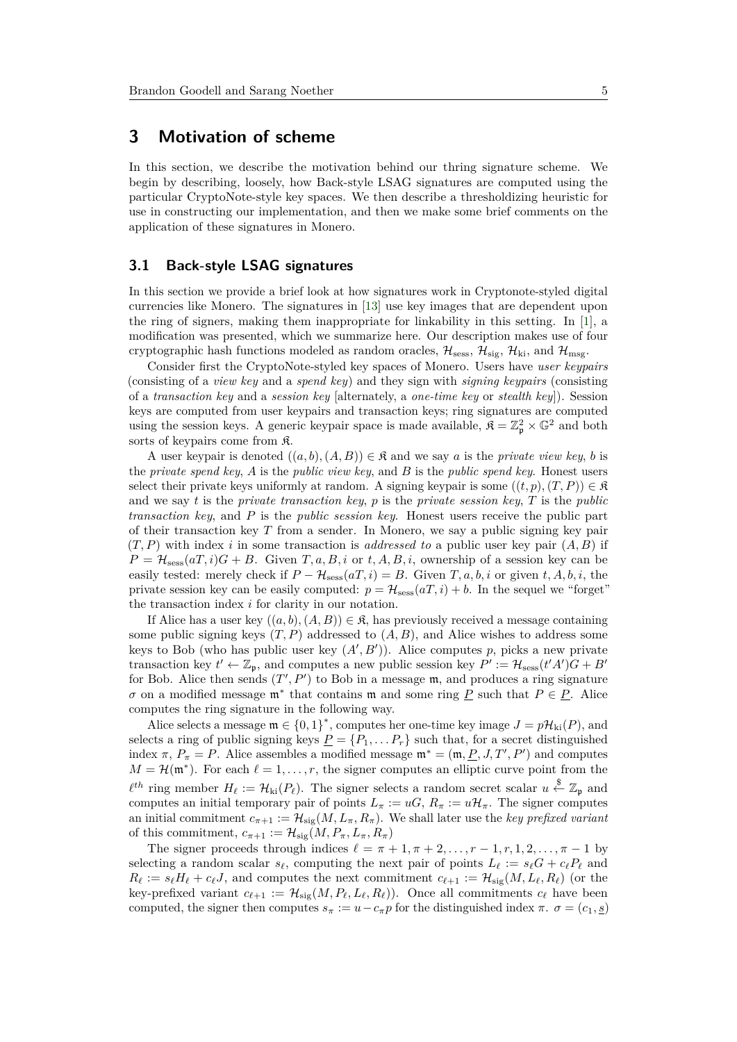## 3 Motivation of scheme

In this section, we describe the motivation behind our thring signature scheme. We begin by describing, loosely, how Back-style LSAG signatures are computed using the particular CryptoNote-style key spaces. We then describe a thresholdizing heuristic for use in constructing our implementation, and then we make some brief comments on the application of these signatures in Monero.

### 3.1 Back-style LSAG signatures

In this section we provide a brief look at how signatures work in Cryptonote-styled digital currencies like Monero. The signatures in [13] use key images that are dependent upon the ring of signers, making them inappropriate for linkability in this setting. In [1], a modification was presented, which we summarize here. Our description makes use of four cryptographic hash functions modeled as random oracles, $\mathcal{H}_{\text{sess}}$, $\mathcal{H}_{\text{sig}}$, $\mathcal{H}_{\text{ki}}$, and $\mathcal{H}_{\text{msg}}$.

Consider first the CryptoNote-styled key spaces of Monero. Users have *user keypairs* (consisting of a *view key* and a *spend key*) and they sign with *signing keypairs* (consisting of a *transaction key* and a *session key* [alternately, a *one-time key* or *stealth key*]). Session keys are computed from user keypairs and transaction keys; ring signatures are computed using the session keys. A generic keypair space is made available, $\mathfrak{K} = \mathbb{Z}_{\mathfrak{p}}^2 \times \mathbb{G}^2$ and both sorts of keypairs come from $\mathfrak{K}$.

A user keypair is denoted $((a,b),(A,B)) \in \mathfrak{K}$ and we say $a$ is the *private view key*, $b$ is the *private spend key*, $A$ is the *public view key*, and $B$ is the *public spend key*. Honest users select their private keys uniformly at random. A signing keypair is some $((t,p),(T,P)) \in \mathfrak{K}$ and we say $t$ is the *private transaction key*, $p$ is the *private session key*, $T$ is the *public transaction key*, and $P$ is the *public session key*. Honest users receive the public part of their transaction key $T$ from a sender. In Monero, we say a public signing key pair $(T,P)$ with index $i$ in some transaction is *addressed to* a public user key pair $(A,B)$ if $P = \mathcal{H}_{\text{sess}}(aT,i)G + B$. Given $T,a,B,i$ or $t,A,B,i$, ownership of a session key can be easily tested: merely check if $P - \mathcal{H}_{\text{sess}}(aT,i) = B$. Given $T,a,b,i$ or given $t,A,b,i$, the private session key can be easily computed: $p = \mathcal{H}_{\text{sess}}(aT,i) + b$. In the sequel we "forget" the transaction index $i$ for clarity in our notation.

If Alice has a user key $((a,b),(A,B)) \in \mathfrak{K}$, has previously received a message containing some public signing keys $(T,P)$ addressed to $(A,B)$, and Alice wishes to address some keys to Bob (who has public user key $(A',B')$). Alice computes $p$, picks a new private transaction key $t' \leftarrow \mathbb{Z}_{\mathfrak{p}}$, and computes a new public session key $P' := \mathcal{H}_{\text{sess}}(t'A')G + B'$ for Bob. Alice then sends $(T',P')$ to Bob in a message $\mathfrak{m}$, and produces a ring signature $\sigma$ on a modified message $\mathfrak{m}^*$ that contains $\mathfrak{m}$ and some ring $\underline{P}$ such that $P \in \underline{P}$. Alice computes the ring signature in the following way.

Alice selects a message $\mathfrak{m} \in \{0,1\}^*$, computes her one-time key image $J = p\mathcal{H}_{\text{ki}}(P)$, and selects a ring of public signing keys $\underline{P} = \{P_1, \ldots P_r\}$ such that, for a secret distinguished index $\pi$, $P_\pi = P$. Alice assembles a modified message $\mathfrak{m}^* = (\mathfrak{m}, \underline{P}, J, T', P')$ and computes $M = \mathcal{H}(\mathfrak{m}^*)$. For each $\ell = 1, \ldots, r$, the signer computes an elliptic curve point from the $\ell^{th}$ ring member $H_\ell := \mathcal{H}_{\text{ki}}(P_\ell)$. The signer selects a random secret scalar $u \overset{\$}{\leftarrow} \mathbb{Z}_{\mathfrak{p}}$ and computes an initial temporary pair of points $L_\pi := uG$, $R_\pi := u\mathcal{H}_\pi$. The signer computes an initial commitment $c_{\pi+1} := \mathcal{H}_{\text{sig}}(M, L_\pi, R_\pi)$. We shall later use the *key prefixed variant* of this commitment, $c_{\pi+1} := \mathcal{H}_{\text{sig}}(M, P_\pi, L_\pi, R_\pi)$

The signer proceeds through indices $\ell = \pi+1, \pi+2, \ldots, r-1, r, 1, 2, \ldots, \pi-1$ by selecting a random scalar $s_\ell$, computing the next pair of points $L_\ell := s_\ell G + c_\ell P_\ell$ and $R_\ell := s_\ell H_\ell + c_\ell J$, and computes the next commitment $c_{\ell+1} := \mathcal{H}_{\text{sig}}(M, L_\ell, R_\ell)$ (or the key-prefixed variant $c_{\ell+1} := \mathcal{H}_{\text{sig}}(M, P_\ell, L_\ell, R_\ell)$). Once all commitments $c_\ell$ have been computed, the signer then computes $s_\pi := u - c_\pi p$ for the distinguished index $\pi$. $\sigma = (c_1, \underline{s})$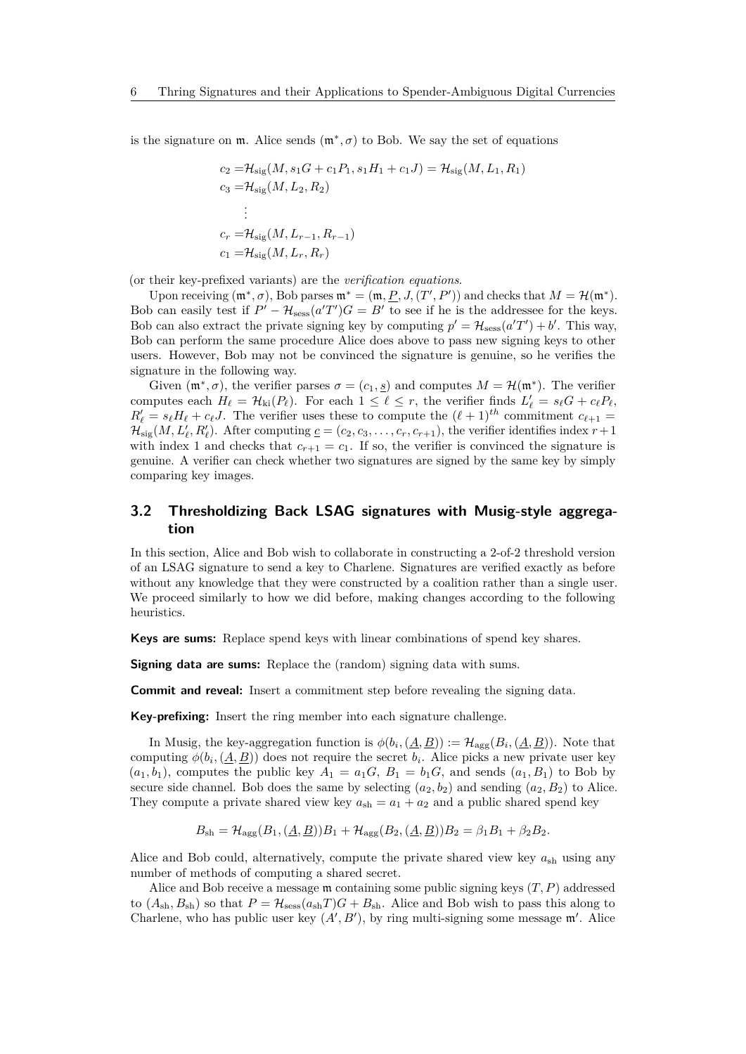is the signature on $\mathfrak{m}$. Alice sends $(\mathfrak{m}^*, \sigma)$ to Bob. We say the set of equations

$$
\begin{aligned}
c_2 =& \mathcal{H}_{\text{sig}}(M, s_1G + c_1P_1, s_1H_1 + c_1J) = \mathcal{H}_{\text{sig}}(M, L_1, R_1) \\
c_3 =& \mathcal{H}_{\text{sig}}(M, L_2, R_2) \\
&\vdots \\
c_r =& \mathcal{H}_{\text{sig}}(M, L_{r-1}, R_{r-1}) \\
c_1 =& \mathcal{H}_{\text{sig}}(M, L_r, R_r)
\end{aligned}
$$

(or their key-prefixed variants) are the *verification equations*.

Upon receiving $(\mathfrak{m}^*, \sigma)$, Bob parses $\mathfrak{m}^* = (\mathfrak{m}, \underline{P}, J, (T', P'))$ and checks that $M = \mathcal{H}(\mathfrak{m}^*)$. Bob can easily test if $P' - \mathcal{H}_{\text{sess}}(a'T')G = B'$ to see if he is the addressee for the keys. Bob can also extract the private signing key by computing $p' = \mathcal{H}_{\text{sess}}(a'T') + b'$. This way, Bob can perform the same procedure Alice does above to pass new signing keys to other users. However, Bob may not be convinced the signature is genuine, so he verifies the signature in the following way.

Given $(\mathfrak{m}^*, \sigma)$, the verifier parses $\sigma = (c_1, \underline{s})$ and computes $M = \mathcal{H}(\mathfrak{m}^*)$. The verifier computes each $H_\ell = \mathcal{H}_{\text{ki}}(P_\ell)$. For each $1 \leq \ell \leq r$, the verifier finds $L'_\ell = s_\ell G + c_\ell P_\ell$, $R'_\ell = s_\ell H_\ell + c_\ell J$. The verifier uses these to compute the $(\ell+1)^{th}$ commitment $c_{\ell+1} = \mathcal{H}_{\text{sig}}(M, L'_\ell, R'_\ell)$. After computing $\underline{c} = (c_2, c_3, \ldots, c_r, c_{r+1})$, the verifier identifies index $r+1$ with index 1 and checks that $c_{r+1} = c_1$. If so, the verifier is convinced the signature is genuine. A verifier can check whether two signatures are signed by the same key by simply comparing key images.

## 3.2 Thresholdizing Back LSAG signatures with Musig-style aggregation

In this section, Alice and Bob wish to collaborate in constructing a 2-of-2 threshold version of an LSAG signature to send a key to Charlene. Signatures are verified exactly as before without any knowledge that they were constructed by a coalition rather than a single user. We proceed similarly to how we did before, making changes according to the following heuristics.

**Keys are sums:** Replace spend keys with linear combinations of spend key shares.

**Signing data are sums:** Replace the (random) signing data with sums.

**Commit and reveal:** Insert a commitment step before revealing the signing data.

**Key-prefixing:** Insert the ring member into each signature challenge.

In Musig, the key-aggregation function is $\phi(b_i, (\underline{A}, \underline{B})) := \mathcal{H}_{\text{agg}}(B_i, (\underline{A}, \underline{B}))$. Note that computing $\phi(b_i, (\underline{A}, \underline{B}))$ does not require the secret $b_i$. Alice picks a new private user key $(a_1, b_1)$, computes the public key $A_1 = a_1G$, $B_1 = b_1G$, and sends $(a_1, B_1)$ to Bob by secure side channel. Bob does the same by selecting $(a_2, b_2)$ and sending $(a_2, B_2)$ to Alice. They compute a private shared view key $a_{\text{sh}} = a_1 + a_2$ and a public shared spend key

$$B_{\text{sh}} = \mathcal{H}_{\text{agg}}(B_1, (\underline{A}, \underline{B}))B_1 + \mathcal{H}_{\text{agg}}(B_2, (\underline{A}, \underline{B}))B_2 = \beta_1 B_1 + \beta_2 B_2.$$

Alice and Bob could, alternatively, compute the private shared view key $a_{\text{sh}}$ using any number of methods of computing a shared secret.

Alice and Bob receive a message $\mathfrak{m}$ containing some public signing keys $(T, P)$ addressed to $(A_{\text{sh}}, B_{\text{sh}})$ so that $P = \mathcal{H}_{\text{sess}}(a_{\text{sh}}T)G + B_{\text{sh}}$. Alice and Bob wish to pass this along to Charlene, who has public user key $(A', B')$, by ring multi-signing some message $\mathfrak{m}'$. Alice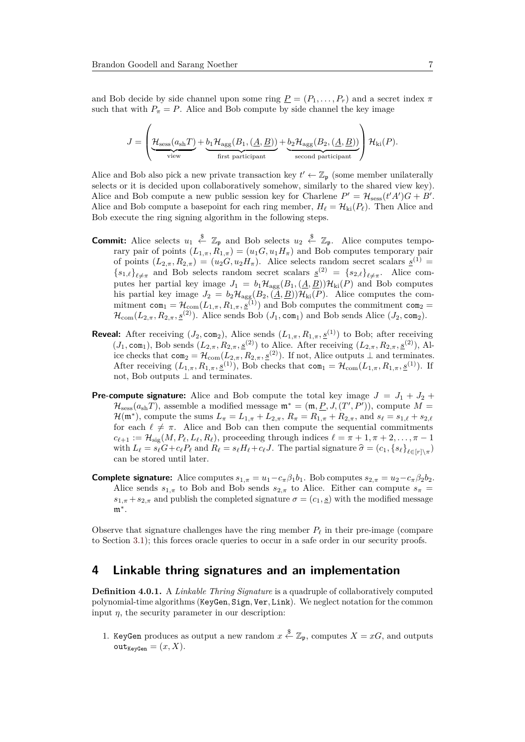and Bob decide by side channel upon some ring $\underline{P} = (P_1, \ldots, P_r)$ and a secret index $\pi$ such that with $P_\pi = P$. Alice and Bob compute by side channel the key image

$$J = \left( \underbrace{\mathcal{H}_{\text{sess}}(a_{\text{sh}} T)}_{\text{view}} + \underbrace{b_1 \mathcal{H}_{\text{agg}}(B_1, (\underline{A}, \underline{B}))}_{\text{first participant}} + \underbrace{b_2 \mathcal{H}_{\text{agg}}(B_2, (\underline{A}, \underline{B}))}_{\text{second participant}} \right) \mathcal{H}_{\text{ki}}(P).$$

Alice and Bob also pick a new private transaction key $t' \leftarrow \mathbb{Z}_{\mathfrak{p}}$ (some member unilaterally selects or it is decided upon collaboratively somehow, similarly to the shared view key). Alice and Bob compute a new public session key for Charlene $P' = \mathcal{H}_{\text{sess}}(t'A')G + B'$. Alice and Bob compute a basepoint for each ring member, $H_\ell = \mathcal{H}_{\text{ki}}(P_\ell)$. Then Alice and Bob execute the ring signing algorithm in the following steps.

**Commit:** Alice selects $u_1 \xleftarrow{\$} \mathbb{Z}_{\mathfrak{p}}$ and Bob selects $u_2 \xleftarrow{\$} \mathbb{Z}_{\mathfrak{p}}$. Alice computes temporary pair of points $(L_{1,\pi}, R_{1,\pi}) = (u_1 G, u_1 H_\pi)$ and Bob computes temporary pair of points $(L_{2,\pi}, R_{2,\pi}) = (u_2 G, u_2 H_\pi)$. Alice selects random secret scalars $\underline{s}^{(1)} = \{s_{1,\ell}\}_{\ell \neq \pi}$ and Bob selects random secret scalars $\underline{s}^{(2)} = \{s_{2,\ell}\}_{\ell \neq \pi}$. Alice computes her partial key image $J_1 = b_1 \mathcal{H}_{\text{agg}}(B_1, (\underline{A}, \underline{B}))\mathcal{H}_{\text{ki}}(P)$ and Bob computes his partial key image $J_2 = b_2 \mathcal{H}_{\text{agg}}(B_2, (\underline{A}, \underline{B}))\mathcal{H}_{\text{ki}}(P)$. Alice computes the commitment $\mathtt{com}_1 = \mathcal{H}_{\text{com}}(L_{1,\pi}, R_{1,\pi}, \underline{s}^{(1)})$ and Bob computes the commitment $\mathtt{com}_2 = \mathcal{H}_{\text{com}}(L_{2,\pi}, R_{2,\pi}, \underline{s}^{(2)})$. Alice sends Bob $(J_1, \mathtt{com}_1)$ and Bob sends Alice $(J_2, \mathtt{com}_2)$.

**Reveal:** After receiving $(J_2, \mathtt{com}_2)$, Alice sends $(L_{1,\pi}, R_{1,\pi}, \underline{s}^{(1)})$ to Bob; after receiving $(J_1, \mathtt{com}_1)$, Bob sends $(L_{2,\pi}, R_{2,\pi}, \underline{s}^{(2)})$ to Alice. After receiving $(L_{2,\pi}, R_{2,\pi}, \underline{s}^{(2)})$, Alice checks that $\mathtt{com}_2 = \mathcal{H}_{\text{com}}(L_{2,\pi}, R_{2,\pi}, \underline{s}^{(2)})$. If not, Alice outputs $\perp$ and terminates. After receiving $(L_{1,\pi}, R_{1,\pi}, \underline{s}^{(1)})$, Bob checks that $\mathtt{com}_1 = \mathcal{H}_{\text{com}}(L_{1,\pi}, R_{1,\pi}, \underline{s}^{(1)})$. If not, Bob outputs $\perp$ and terminates.

**Pre-compute signature:** Alice and Bob compute the total key image $J = J_1 + J_2 + \mathcal{H}_{\text{sess}}(a_{\text{sh}} T)$, assemble a modified message $\mathfrak{m}^* = (\mathfrak{m}, \underline{P}, J, (T', P'))$, compute $M = \mathcal{H}(\mathfrak{m}^*)$, compute the sums $L_\pi = L_{1,\pi} + L_{2,\pi}$, $R_\pi = R_{1,\pi} + R_{2,\pi}$, and $s_\ell = s_{1,\ell} + s_{2,\ell}$ for each $\ell \neq \pi$. Alice and Bob can then compute the sequential commitments $c_{\ell+1} := \mathcal{H}_{\text{sig}}(M, P_\ell, L_\ell, R_\ell)$, proceeding through indices $\ell = \pi+1, \pi+2, \ldots, \pi-1$ with $L_\ell = s_\ell G + c_\ell P_\ell$ and $R_\ell = s_\ell H_\ell + c_\ell J$. The partial signature $\widehat{\sigma} = (c_1, \{s_\ell\}_{\ell \in [r] \setminus \pi})$ can be stored until later.

**Complete signature:** Alice computes $s_{1,\pi} = u_1 - c_\pi \beta_1 b_1$. Bob computes $s_{2,\pi} = u_2 - c_\pi \beta_2 b_2$. Alice sends $s_{1,\pi}$ to Bob and Bob sends $s_{2,\pi}$ to Alice. Either can compute $s_\pi = s_{1,\pi} + s_{2,\pi}$ and publish the completed signature $\sigma = (c_1, \underline{s})$ with the modified message $\mathfrak{m}^*$.

Observe that signature challenges have the ring member $P_\ell$ in their pre-image (compare to Section 3.1); this forces oracle queries to occur in a safe order in our security proofs.

## 4 Linkable thring signatures and an implementation

**Definition 4.0.1.** A *Linkable Thring Signature* is a quadruple of collaboratively computed polynomial-time algorithms (KeyGen, Sign, Ver, Link). We neglect notation for the common input $\eta$, the security parameter in our description:

1. KeyGen produces as output a new random $x \xleftarrow{\$} \mathbb{Z}_{\mathfrak{p}}$, computes $X = xG$, and outputs $\mathtt{out}_{\mathtt{KeyGen}} = (x, X)$.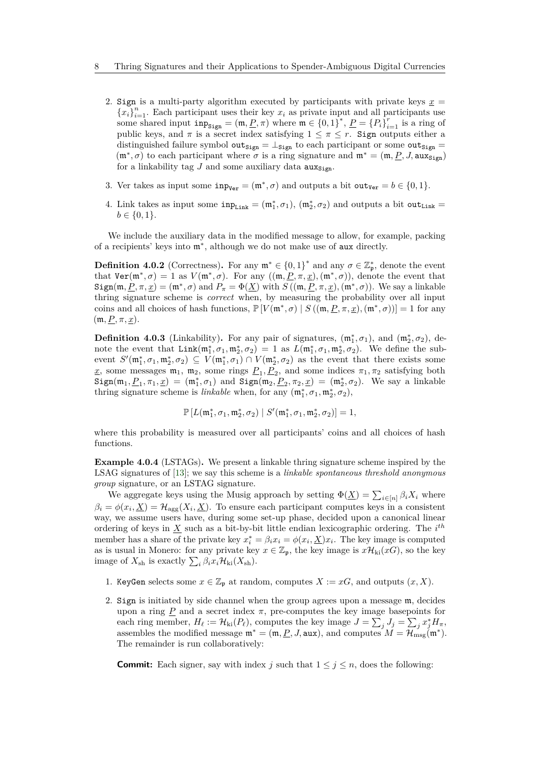2. $\texttt{Sign}$ is a multi-party algorithm executed by participants with private keys $\underline{x} = \{x_i\}_{i=1}^n$. Each participant uses their key $x_i$ as private input and all participants use some shared input $\texttt{inp}_{\texttt{Sign}} = (\mathfrak{m}, \underline{P}, \pi)$ where $\mathfrak{m} \in \{0,1\}^*$, $\underline{P} = \{P_i\}_{i=1}^r$ is a ring of public keys, and $\pi$ is a secret index satisfying $1 \leq \pi \leq r$. $\texttt{Sign}$ outputs either a distinguished failure symbol $\texttt{out}_{\texttt{Sign}} = \bot_{\texttt{Sign}}$ to each participant or some $\texttt{out}_{\texttt{Sign}} = (\mathfrak{m}^*, \sigma)$ to each participant where $\sigma$ is a ring signature and $\mathfrak{m}^* = (\mathfrak{m}, \underline{P}, J, \texttt{aux}_{\texttt{Sign}})$ for a linkability tag $J$ and some auxiliary data $\texttt{aux}_{\texttt{Sign}}$.

3. Ver takes as input some $\texttt{inp}_{\texttt{Ver}} = (\mathfrak{m}^*, \sigma)$ and outputs a bit $\texttt{out}_{\texttt{Ver}} = b \in \{0,1\}$.

4. Link takes as input some $\texttt{inp}_{\texttt{Link}} = (\mathfrak{m}_1^*, \sigma_1)$, $(\mathfrak{m}_2^*, \sigma_2)$ and outputs a bit $\texttt{out}_{\texttt{Link}} = b \in \{0,1\}$.

We include the auxiliary data in the modified message to allow, for example, packing of a recipients' keys into $\mathfrak{m}^*$, although we do not make use of $\texttt{aux}$ directly.

**Definition 4.0.2** (Correctness)**.** For any $\mathfrak{m}^* \in \{0,1\}^*$ and any $\sigma \in \mathbb{Z}_{\mathfrak{p}}^*$, denote the event that $\texttt{Ver}(\mathfrak{m}^*, \sigma) = 1$ as $V(\mathfrak{m}^*, \sigma)$. For any $((\mathfrak{m}, \underline{P}, \pi, \underline{x}), (\mathfrak{m}^*, \sigma))$, denote the event that $\texttt{Sign}(\mathfrak{m}, \underline{P}, \pi, \underline{x}) = (\mathfrak{m}^*, \sigma)$ and $P_\pi = \Phi(\underline{X})$ with $S\left((\mathfrak{m}, \underline{P}, \pi, \underline{x}), (\mathfrak{m}^*, \sigma)\right)$. We say a linkable thring signature scheme is *correct* when, by measuring the probability over all input coins and all choices of hash functions, $\mathbb{P}\left[V(\mathfrak{m}^*, \sigma) \mid S\left((\mathfrak{m}, \underline{P}, \pi, \underline{x}), (\mathfrak{m}^*, \sigma)\right)\right] = 1$ for any $(\mathfrak{m}, \underline{P}, \pi, \underline{x})$.

**Definition 4.0.3** (Linkability)**.** For any pair of signatures, $(\mathfrak{m}_1^*, \sigma_1)$, and $(\mathfrak{m}_2^*, \sigma_2)$, denote the event that $\texttt{Link}(\mathfrak{m}_1^*, \sigma_1, \mathfrak{m}_2^*, \sigma_2) = 1$ as $L(\mathfrak{m}_1^*, \sigma_1, \mathfrak{m}_2^*, \sigma_2)$. We define the sub-event $S'(\mathfrak{m}_1^*, \sigma_1, \mathfrak{m}_2^*, \sigma_2) \subseteq V(\mathfrak{m}_1^*, \sigma_1) \cap V(\mathfrak{m}_2^*, \sigma_2)$ as the event that there exists some $\underline{x}$, some messages $\mathfrak{m}_1$, $\mathfrak{m}_2$, some rings $\underline{P}_1, \underline{P}_2$, and some indices $\pi_1, \pi_2$ satisfying both $\texttt{Sign}(\mathfrak{m}_1, \underline{P}_1, \pi_1, \underline{x}) = (\mathfrak{m}_1^*, \sigma_1)$ and $\texttt{Sign}(\mathfrak{m}_2, \underline{P}_2, \pi_2, \underline{x}) = (\mathfrak{m}_2^*, \sigma_2)$. We say a linkable thring signature scheme is *linkable* when, for any $(\mathfrak{m}_1^*, \sigma_1, \mathfrak{m}_2^*, \sigma_2)$,

$$\mathbb{P}\left[L(\mathfrak{m}_1^*, \sigma_1, \mathfrak{m}_2^*, \sigma_2) \mid S'(\mathfrak{m}_1^*, \sigma_1, \mathfrak{m}_2^*, \sigma_2)\right] = 1,$$

where this probability is measured over all participants' coins and all choices of hash functions.

**Example 4.0.4** (LSTAGs)**.** We present a linkable thring signature scheme inspired by the LSAG signatures of [13]; we say this scheme is a *linkable spontaneous threshold anonymous group* signature, or an LSTAG signature.

We aggregate keys using the Musig approach by setting $\Phi(\underline{X}) = \sum_{i \in [n]} \beta_i X_i$ where $\beta_i = \phi(x_i, \underline{X}) = \mathcal{H}_{\text{agg}}(X_i, \underline{X})$. To ensure each participant computes keys in a consistent way, we assume users have, during some set-up phase, decided upon a canonical linear ordering of keys in $\underline{X}$ such as a bit-by-bit little endian lexicographic ordering. The $i^{th}$ member has a share of the private key $x_i^* = \beta_i x_i = \phi(x_i, \underline{X}) x_i$. The key image is computed as is usual in Monero: for any private key $x \in \mathbb{Z}_{\mathfrak{p}}$, the key image is $x\mathcal{H}_{\text{ki}}(xG)$, so the key image of $X_{\text{sh}}$ is exactly $\sum_i \beta_i x_i \mathcal{H}_{\text{ki}}(X_{\text{sh}})$.

1. $\texttt{KeyGen}$ selects some $x \in \mathbb{Z}_{\mathfrak{p}}$ at random, computes $X := xG$, and outputs $(x, X)$.

2. $\texttt{Sign}$ is initiated by side channel when the group agrees upon a message $\mathfrak{m}$, decides upon a ring $\underline{P}$ and a secret index $\pi$, pre-computes the key image basepoints for each ring member, $H_\ell := \mathcal{H}_{\text{ki}}(P_\ell)$, computes the key image $J = \sum_j J_j = \sum_j x_j^* H_\pi$, assembles the modified message $\mathfrak{m}^* = (\mathfrak{m}, \underline{P}, J, \texttt{aux})$, and computes $M = \mathcal{H}_{\text{msg}}(\mathfrak{m}^*)$. The remainder is run collaboratively:

   **Commit:** Each signer, say with index $j$ such that $1 \leq j \leq n$, does the following: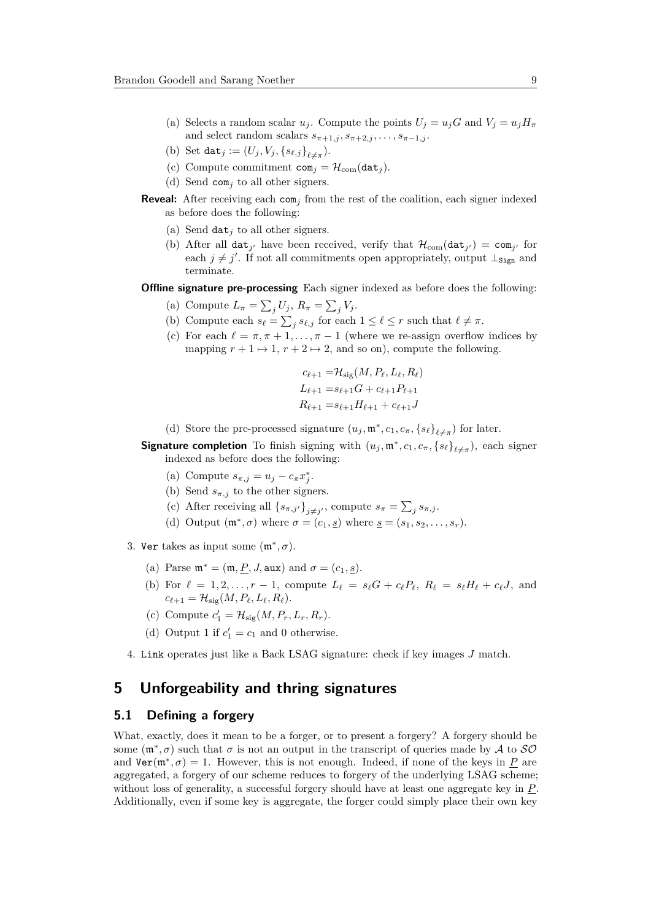(a) Selects a random scalar $u_j$. Compute the points $U_j = u_j G$ and $V_j = u_j H_\pi$ and select random scalars $s_{\pi+1,j}, s_{\pi+2,j}, \ldots, s_{\pi-1,j}$.

(b) Set $\mathtt{dat}_j := (U_j, V_j, \{s_{\ell,j}\}_{\ell \neq \pi})$.

(c) Compute commitment $\mathtt{com}_j = \mathcal{H}_{\text{com}}(\mathtt{dat}_j)$.

(d) Send $\mathtt{com}_j$ to all other signers.

**Reveal:** After receiving each $\mathtt{com}_j$ from the rest of the coalition, each signer indexed as before does the following:

(a) Send $\mathtt{dat}_j$ to all other signers.

(b) After all $\mathtt{dat}_{j'}$ have been received, verify that $\mathcal{H}_{\text{com}}(\mathtt{dat}_{j'}) = \mathtt{com}_{j'}$ for each $j \neq j'$. If not all commitments open appropriately, output $\bot_{\mathtt{Sign}}$ and terminate.

**Offline signature pre-processing** Each signer indexed as before does the following:

(a) Compute $L_\pi = \sum_j U_j$, $R_\pi = \sum_j V_j$.

(b) Compute each $s_\ell = \sum_j s_{\ell,j}$ for each $1 \leq \ell \leq r$ such that $\ell \neq \pi$.

(c) For each $\ell = \pi, \pi+1, \ldots, \pi-1$ (where we re-assign overflow indices by mapping $r+1 \mapsto 1$, $r+2 \mapsto 2$, and so on), compute the following.

$$
\begin{aligned}
c_{\ell+1} &= \mathcal{H}_{\text{sig}}(M, P_\ell, L_\ell, R_\ell) \\
L_{\ell+1} &= s_{\ell+1} G + c_{\ell+1} P_{\ell+1} \\
R_{\ell+1} &= s_{\ell+1} H_{\ell+1} + c_{\ell+1} J
\end{aligned}
$$

(d) Store the pre-processed signature $(u_j, \mathfrak{m}^*, c_1, c_\pi, \{s_\ell\}_{\ell \neq \pi})$ for later.

**Signature completion** To finish signing with $(u_j, \mathfrak{m}^*, c_1, c_\pi, \{s_\ell\}_{\ell \neq \pi})$, each signer indexed as before does the following:

(a) Compute $s_{\pi,j} = u_j - c_\pi x_j^*$.

(b) Send $s_{\pi,j}$ to the other signers.

(c) After receiving all $\{s_{\pi,j'}\}_{j \neq j'}$, compute $s_\pi = \sum_j s_{\pi,j}$.

(d) Output $(\mathfrak{m}^*, \sigma)$ where $\sigma = (c_1, \underline{s})$ where $\underline{s} = (s_1, s_2, \ldots, s_r)$.

3. $\mathtt{Ver}$ takes as input some $(\mathfrak{m}^*, \sigma)$.

(a) Parse $\mathfrak{m}^* = (\mathfrak{m}, \underline{P}, J, \mathtt{aux})$ and $\sigma = (c_1, \underline{s})$.

(b) For $\ell = 1, 2, \ldots, r-1$, compute $L_\ell = s_\ell G + c_\ell P_\ell$, $R_\ell = s_\ell H_\ell + c_\ell J$, and $c_{\ell+1} = \mathcal{H}_{\text{sig}}(M, P_\ell, L_\ell, R_\ell)$.

(c) Compute $c_1' = \mathcal{H}_{\text{sig}}(M, P_r, L_r, R_r)$.

(d) Output 1 if $c_1' = c_1$ and 0 otherwise.

4. $\mathtt{Link}$ operates just like a Back LSAG signature: check if key images $J$ match.

## 5 Unforgeability and thring signatures

### 5.1 Defining a forgery

What, exactly, does it mean to be a forger, or to present a forgery? A forgery should be some $(\mathfrak{m}^*, \sigma)$ such that $\sigma$ is not an output in the transcript of queries made by $\mathcal{A}$ to $\mathcal{SO}$ and $\mathtt{Ver}(\mathfrak{m}^*, \sigma) = 1$. However, this is not enough. Indeed, if none of the keys in $\underline{P}$ are aggregated, a forgery of our scheme reduces to forgery of the underlying LSAG scheme; without loss of generality, a successful forgery should have at least one aggregate key in $\underline{P}$. Additionally, even if some key is aggregate, the forger could simply place their own key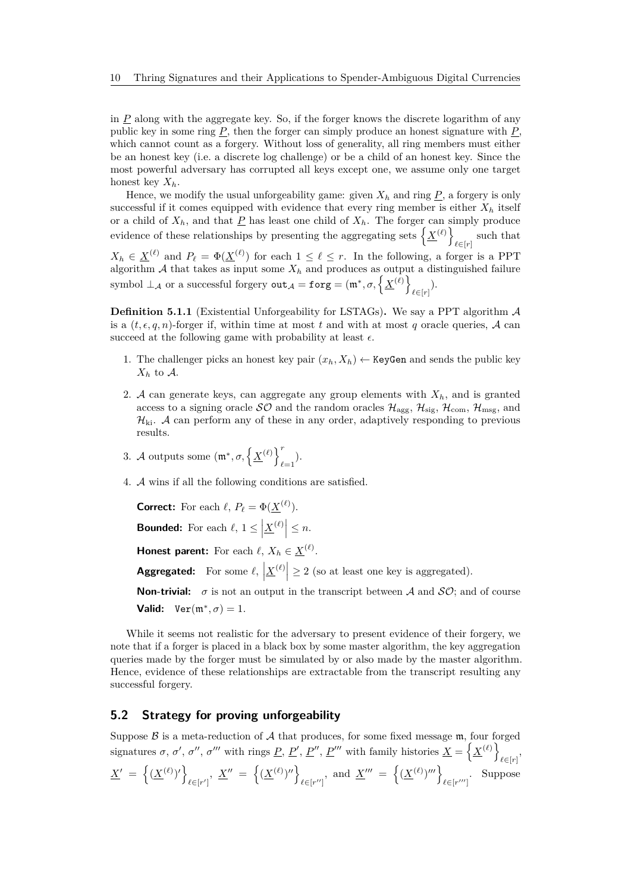in $\underline{P}$ along with the aggregate key. So, if the forger knows the discrete logarithm of any public key in some ring $\underline{P}$, then the forger can simply produce an honest signature with $\underline{P}$, which cannot count as a forgery. Without loss of generality, all ring members must either be an honest key (i.e. a discrete log challenge) or be a child of an honest key. Since the most powerful adversary has corrupted all keys except one, we assume only one target honest key $X_h$.

Hence, we modify the usual unforgeability game: given $X_h$ and ring $\underline{P}$, a forgery is only successful if it comes equipped with evidence that every ring member is either $X_h$ itself or a child of $X_h$, and that $\underline{P}$ has least one child of $X_h$. The forger can simply produce evidence of these relationships by presenting the aggregating sets $\left\{\underline{X}^{(\ell)}\right\}_{\ell \in [r]}$ such that $X_h \in \underline{X}^{(\ell)}$ and $P_\ell = \Phi(\underline{X}^{(\ell)})$ for each $1 \leq \ell \leq r$. In the following, a forger is a PPT algorithm $\mathcal{A}$ that takes as input some $X_h$ and produces as output a distinguished failure symbol $\bot_{\mathcal{A}}$ or a successful forgery $\mathtt{out}_{\mathcal{A}} = \mathtt{forg} = (\mathtt{m}^*, \sigma, \left\{\underline{X}^{(\ell)}\right\}_{\ell \in [r]})$.

**Definition 5.1.1** (Existential Unforgeability for LSTAGs)**.** We say a PPT algorithm $\mathcal{A}$ is a $(t, \epsilon, q, n)$-forger if, within time at most $t$ and with at most $q$ oracle queries, $\mathcal{A}$ can succeed at the following game with probability at least $\epsilon$.

1. The challenger picks an honest key pair $(x_h, X_h) \leftarrow \mathtt{KeyGen}$ and sends the public key $X_h$ to $\mathcal{A}$.
2. $\mathcal{A}$ can generate keys, can aggregate any group elements with $X_h$, and is granted access to a signing oracle $\mathcal{SO}$ and the random oracles $\mathcal{H}_{\text{agg}}$, $\mathcal{H}_{\text{sig}}$, $\mathcal{H}_{\text{com}}$, $\mathcal{H}_{\text{msg}}$, and $\mathcal{H}_{\text{ki}}$. $\mathcal{A}$ can perform any of these in any order, adaptively responding to previous results.
3. $\mathcal{A}$ outputs some $(\mathtt{m}^*, \sigma, \left\{\underline{X}^{(\ell)}\right\}_{\ell=1}^{r})$.
4. $\mathcal{A}$ wins if all the following conditions are satisfied.

   **Correct:** For each $\ell$, $P_\ell = \Phi(\underline{X}^{(\ell)})$.

   **Bounded:** For each $\ell$, $1 \leq \left|\underline{X}^{(\ell)}\right| \leq n$.

   **Honest parent:** For each $\ell$, $X_h \in \underline{X}^{(\ell)}$.

   **Aggregated:** For some $\ell$, $\left|\underline{X}^{(\ell)}\right| \geq 2$ (so at least one key is aggregated).

   **Non-trivial:** $\sigma$ is not an output in the transcript between $\mathcal{A}$ and $\mathcal{SO}$; and of course

   **Valid:** $\mathtt{Ver}(\mathtt{m}^*, \sigma) = 1$.

While it seems not realistic for the adversary to present evidence of their forgery, we note that if a forger is placed in a black box by some master algorithm, the key aggregation queries made by the forger must be simulated by or also made by the master algorithm. Hence, evidence of these relationships are extractable from the transcript resulting any successful forgery.

## 5.2 Strategy for proving unforgeability

Suppose $\mathcal{B}$ is a meta-reduction of $\mathcal{A}$ that produces, for some fixed message $\mathtt{m}$, four forged signatures $\sigma$, $\sigma'$, $\sigma''$, $\sigma'''$ with rings $\underline{P}$, $\underline{P}'$, $\underline{P}''$, $\underline{P}'''$ with family histories $\underline{X} = \left\{\underline{X}^{(\ell)}\right\}_{\ell \in [r]}$, $\underline{X}' = \left\{(\underline{X}^{(\ell)})'\right\}_{\ell \in [r']}$, $\underline{X}'' = \left\{(\underline{X}^{(\ell)})''\right\}_{\ell \in [r'']}$, and $\underline{X}''' = \left\{(\underline{X}^{(\ell)})'''\right\}_{\ell \in [r''']}$. Suppose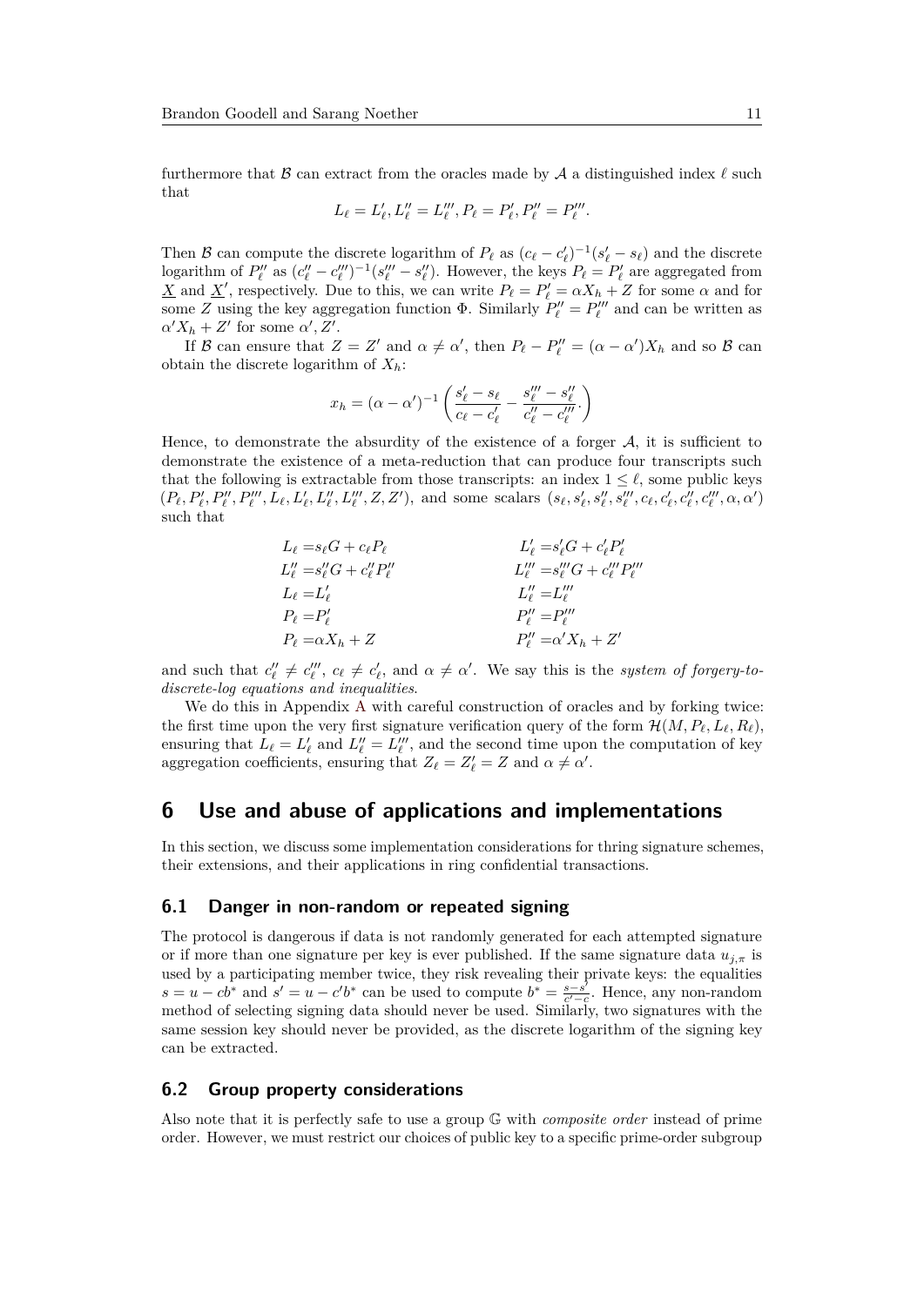furthermore that $\mathcal{B}$ can extract from the oracles made by $\mathcal{A}$ a distinguished index $\ell$ such that

$$L_\ell = L'_\ell, L''_\ell = L'''_\ell, P_\ell = P'_\ell, P''_\ell = P'''_\ell.$$

Then $\mathcal{B}$ can compute the discrete logarithm of $P_\ell$ as $(c_\ell - c'_\ell)^{-1}(s'_\ell - s_\ell)$ and the discrete logarithm of $P''_\ell$ as $(c''_\ell - c'''_\ell)^{-1}(s'''_\ell - s''_\ell)$. However, the keys $P_\ell = P'_\ell$ are aggregated from $\underline{X}$ and $\underline{X}'$, respectively. Due to this, we can write $P_\ell = P'_\ell = \alpha X_h + Z$ for some $\alpha$ and for some $Z$ using the key aggregation function $\Phi$. Similarly $P''_\ell = P'''_\ell$ and can be written as $\alpha' X_h + Z'$ for some $\alpha', Z'$.

If $\mathcal{B}$ can ensure that $Z = Z'$ and $\alpha \neq \alpha'$, then $P_\ell - P''_\ell = (\alpha - \alpha')X_h$ and so $\mathcal{B}$ can obtain the discrete logarithm of $X_h$:

$$x_h = (\alpha - \alpha')^{-1}\left(\frac{s'_\ell - s_\ell}{c_\ell - c'_\ell} - \frac{s'''_\ell - s''_\ell}{c''_\ell - c'''_\ell}.\right)$$

Hence, to demonstrate the absurdity of the existence of a forger $\mathcal{A}$, it is sufficient to demonstrate the existence of a meta-reduction that can produce four transcripts such that the following is extractable from those transcripts: an index $1 \leq \ell$, some public keys $(P_\ell, P'_\ell, P''_\ell, P'''_\ell, L_\ell, L'_\ell, L''_\ell, L'''_\ell, Z, Z')$, and some scalars $(s_\ell, s'_\ell, s''_\ell, s'''_\ell, c_\ell, c'_\ell, c''_\ell, c'''_\ell, \alpha, \alpha')$ such that

$$\begin{aligned}
L_\ell &= s_\ell G + c_\ell P_\ell & L'_\ell &= s'_\ell G + c'_\ell P'_\ell \\
L''_\ell &= s''_\ell G + c''_\ell P''_\ell & L'''_\ell &= s'''_\ell G + c'''_\ell P'''_\ell \\
L_\ell &= L'_\ell & L''_\ell &= L'''_\ell \\
P_\ell &= P'_\ell & P''_\ell &= P'''_\ell \\
P_\ell &= \alpha X_h + Z & P''_\ell &= \alpha' X_h + Z'
\end{aligned}$$

and such that $c''_\ell \neq c'''_\ell$, $c_\ell \neq c'_\ell$, and $\alpha \neq \alpha'$. We say this is the *system of forgery-to-discrete-log equations and inequalities*.

We do this in Appendix A with careful construction of oracles and by forking twice: the first time upon the very first signature verification query of the form $\mathcal{H}(M, P_\ell, L_\ell, R_\ell)$, ensuring that $L_\ell = L'_\ell$ and $L''_\ell = L'''_\ell$, and the second time upon the computation of key aggregation coefficients, ensuring that $Z_\ell = Z'_\ell = Z$ and $\alpha \neq \alpha'$.

## 6 Use and abuse of applications and implementations

In this section, we discuss some implementation considerations for thring signature schemes, their extensions, and their applications in ring confidential transactions.

### 6.1 Danger in non-random or repeated signing

The protocol is dangerous if data is not randomly generated for each attempted signature or if more than one signature per key is ever published. If the same signature data $u_{j,\pi}$ is used by a participating member twice, they risk revealing their private keys: the equalities $s = u - cb^*$ and $s' = u - c'b^*$ can be used to compute $b^* = \frac{s-s'}{c'-c}$. Hence, any non-random method of selecting signing data should never be used. Similarly, two signatures with the same session key should never be provided, as the discrete logarithm of the signing key can be extracted.

### 6.2 Group property considerations

Also note that it is perfectly safe to use a group $\mathbb{G}$ with *composite order* instead of prime order. However, we must restrict our choices of public key to a specific prime-order subgroup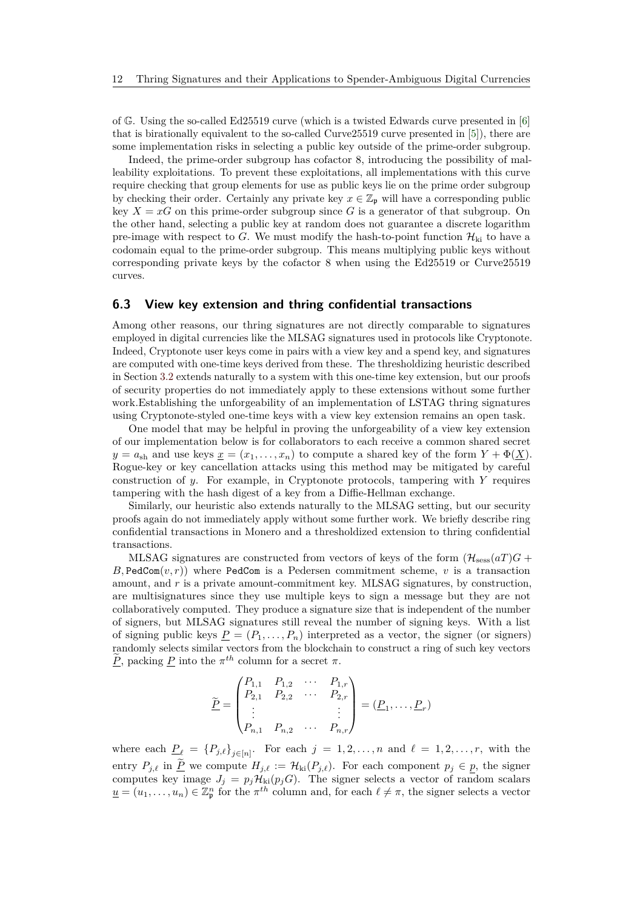of $\mathbb{G}$. Using the so-called Ed25519 curve (which is a twisted Edwards curve presented in [6] that is birationally equivalent to the so-called Curve25519 curve presented in [5]), there are some implementation risks in selecting a public key outside of the prime-order subgroup.

Indeed, the prime-order subgroup has cofactor 8, introducing the possibility of malleability exploitations. To prevent these exploitations, all implementations with this curve require checking that group elements for use as public keys lie on the prime order subgroup by checking their order. Certainly any private key $x \in \mathbb{Z}_{\mathfrak{p}}$ will have a corresponding public key $X = xG$ on this prime-order subgroup since $G$ is a generator of that subgroup. On the other hand, selecting a public key at random does not guarantee a discrete logarithm pre-image with respect to $G$. We must modify the hash-to-point function $\mathcal{H}_{\text{ki}}$ to have a codomain equal to the prime-order subgroup. This means multiplying public keys without corresponding private keys by the cofactor 8 when using the Ed25519 or Curve25519 curves.

## 6.3 View key extension and thring confidential transactions

Among other reasons, our thring signatures are not directly comparable to signatures employed in digital currencies like the MLSAG signatures used in protocols like Cryptonote. Indeed, Cryptonote user keys come in pairs with a view key and a spend key, and signatures are computed with one-time keys derived from these. The thresholdizing heuristic described in Section 3.2 extends naturally to a system with this one-time key extension, but our proofs of security properties do not immediately apply to these extensions without some further work.Establishing the unforgeability of an implementation of LSTAG thring signatures using Cryptonote-styled one-time keys with a view key extension remains an open task.

One model that may be helpful in proving the unforgeability of a view key extension of our implementation below is for collaborators to each receive a common shared secret $y = a_{\text{sh}}$ and use keys $\underline{x} = (x_1, \ldots, x_n)$ to compute a shared key of the form $Y + \Phi(\underline{X})$. Rogue-key or key cancellation attacks using this method may be mitigated by careful construction of $y$. For example, in Cryptonote protocols, tampering with $Y$ requires tampering with the hash digest of a key from a Diffie-Hellman exchange.

Similarly, our heuristic also extends naturally to the MLSAG setting, but our security proofs again do not immediately apply without some further work. We briefly describe ring confidential transactions in Monero and a thresholdized extension to thring confidential transactions.

MLSAG signatures are constructed from vectors of keys of the form $(\mathcal{H}_{\text{sess}}(aT)G + B, \texttt{PedCom}(v, r))$ where $\texttt{PedCom}$ is a Pedersen commitment scheme, $v$ is a transaction amount, and $r$ is a private amount-commitment key. MLSAG signatures, by construction, are multisignatures since they use multiple keys to sign a message but they are not collaboratively computed. They produce a signature size that is independent of the number of signers, but MLSAG signatures still reveal the number of signing keys. With a list of signing public keys $\underline{P} = (P_1, \ldots, P_n)$ interpreted as a vector, the signer (or signers) randomly selects similar vectors from the blockchain to construct a ring of such key vectors $\widetilde{\underline{P}}$, packing $\underline{P}$ into the $\pi^{th}$ column for a secret $\pi$.

$$\widetilde{\underline{P}} = \begin{pmatrix} P_{1,1} & P_{1,2} & \cdots & P_{1,r} \\ P_{2,1} & P_{2,2} & \cdots & P_{2,r} \\ \vdots & & & \vdots \\ P_{n,1} & P_{n,2} & \cdots & P_{n,r} \end{pmatrix} = (\underline{P}_1, \ldots, \underline{P}_r)$$

where each $\underline{P}_\ell = \{P_{j,\ell}\}_{j \in [n]}$. For each $j = 1, 2, \ldots, n$ and $\ell = 1, 2, \ldots, r$, with the entry $P_{j,\ell}$ in $\widetilde{\underline{P}}$ we compute $H_{j,\ell} := \mathcal{H}_{\text{ki}}(P_{j,\ell})$. For each component $p_j \in \underline{p}$, the signer computes key image $J_j = p_j \mathcal{H}_{\text{ki}}(p_j G)$. The signer selects a vector of random scalars $\underline{u} = (u_1, \ldots, u_n) \in \mathbb{Z}_{\mathfrak{p}}^n$ for the $\pi^{th}$ column and, for each $\ell \neq \pi$, the signer selects a vector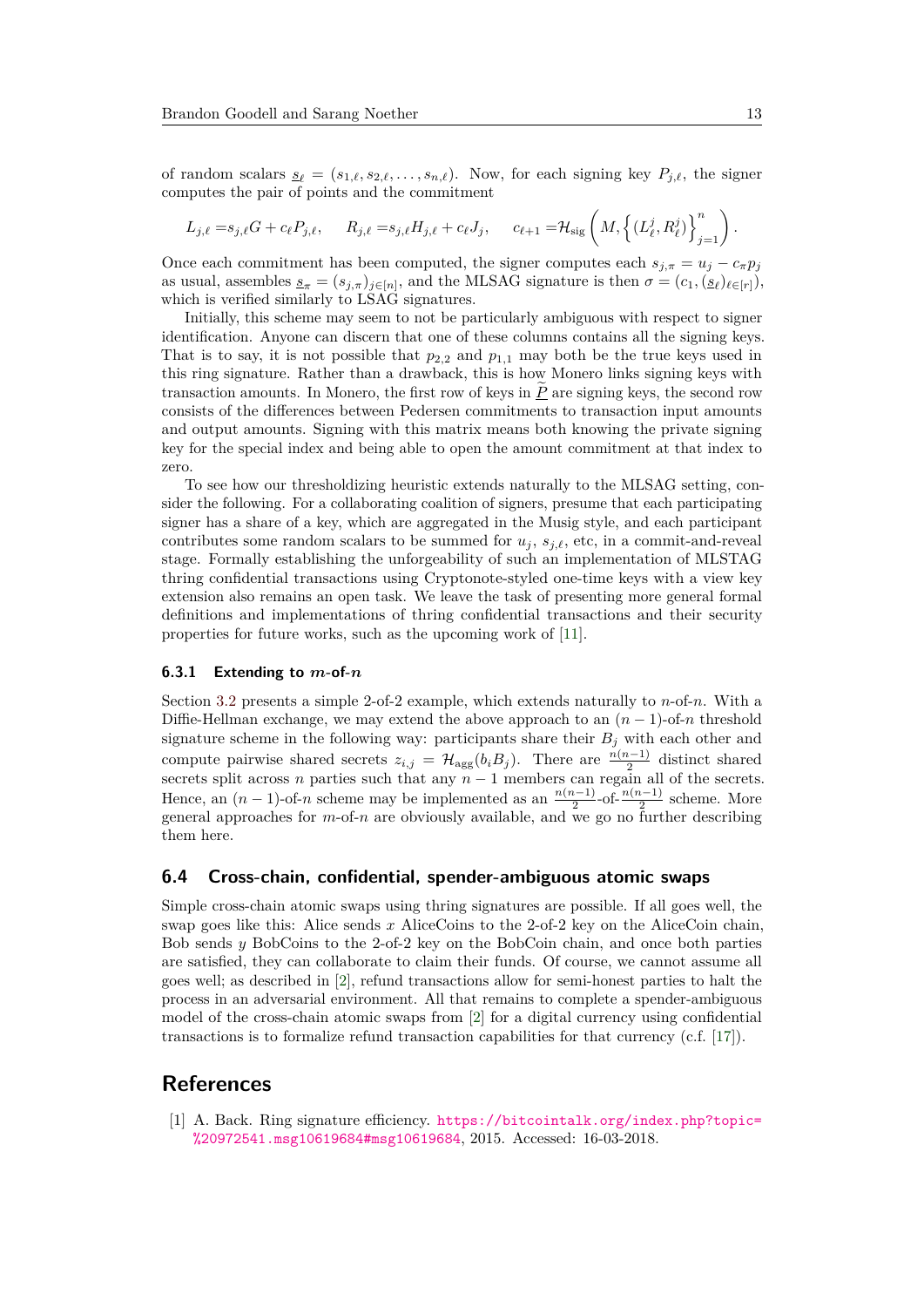of random scalars $\underline{s}_\ell = (s_{1,\ell}, s_{2,\ell}, \ldots, s_{n,\ell})$. Now, for each signing key $P_{j,\ell}$, the signer computes the pair of points and the commitment

$$L_{j,\ell} = s_{j,\ell}G + c_\ell P_{j,\ell}, \quad R_{j,\ell} = s_{j,\ell}H_{j,\ell} + c_\ell J_j, \quad c_{\ell+1} = \mathcal{H}_{\text{sig}}\left(M, \left\{(L_\ell^j, R_\ell^j)\right\}_{j=1}^n\right).$$

Once each commitment has been computed, the signer computes each $s_{j,\pi} = u_j - c_\pi p_j$ as usual, assembles $\underline{s}_\pi = (s_{j,\pi})_{j\in[n]}$, and the MLSAG signature is then $\sigma = (c_1, (\underline{s}_\ell)_{\ell\in[r]})$, which is verified similarly to LSAG signatures.

Initially, this scheme may seem to not be particularly ambiguous with respect to signer identification. Anyone can discern that one of these columns contains all the signing keys. That is to say, it is not possible that $p_{2,2}$ and $p_{1,1}$ may both be the true keys used in this ring signature. Rather than a drawback, this is how Monero links signing keys with transaction amounts. In Monero, the first row of keys in $\underline{\widetilde{P}}$ are signing keys, the second row consists of the differences between Pedersen commitments to transaction input amounts and output amounts. Signing with this matrix means both knowing the private signing key for the special index and being able to open the amount commitment at that index to zero.

To see how our thresholdizing heuristic extends naturally to the MLSAG setting, consider the following. For a collaborating coalition of signers, presume that each participating signer has a share of a key, which are aggregated in the Musig style, and each participant contributes some random scalars to be summed for $u_j$, $s_{j,\ell}$, etc, in a commit-and-reveal stage. Formally establishing the unforgeability of such an implementation of MLSTAG thring confidential transactions using Cryptonote-styled one-time keys with a view key extension also remains an open task. We leave the task of presenting more general formal definitions and implementations of thring confidential transactions and their security properties for future works, such as the upcoming work of [11].

#### 6.3.1 Extending to $m$-of-$n$

Section 3.2 presents a simple 2-of-2 example, which extends naturally to $n$-of-$n$. With a Diffie-Hellman exchange, we may extend the above approach to an $(n-1)$-of-$n$ threshold signature scheme in the following way: participants share their $B_j$ with each other and compute pairwise shared secrets $z_{i,j} = \mathcal{H}_{\text{agg}}(b_i B_j)$. There are $\frac{n(n-1)}{2}$ distinct shared secrets split across $n$ parties such that any $n-1$ members can regain all of the secrets. Hence, an $(n-1)$-of-$n$ scheme may be implemented as an $\frac{n(n-1)}{2}$-of-$\frac{n(n-1)}{2}$ scheme. More general approaches for $m$-of-$n$ are obviously available, and we go no further describing them here.

### 6.4 Cross-chain, confidential, spender-ambiguous atomic swaps

Simple cross-chain atomic swaps using thring signatures are possible. If all goes well, the swap goes like this: Alice sends $x$ AliceCoins to the 2-of-2 key on the AliceCoin chain, Bob sends $y$ BobCoins to the 2-of-2 key on the BobCoin chain, and once both parties are satisfied, they can collaborate to claim their funds. Of course, we cannot assume all goes well; as described in [2], refund transactions allow for semi-honest parties to halt the process in an adversarial environment. All that remains to complete a spender-ambiguous model of the cross-chain atomic swaps from [2] for a digital currency using confidential transactions is to formalize refund transaction capabilities for that currency (c.f. [17]).

## References

[1] A. Back. Ring signature efficiency. https://bitcointalk.org/index.php?topic=%20972541.msg10619684#msg10619684, 2015. Accessed: 16-03-2018.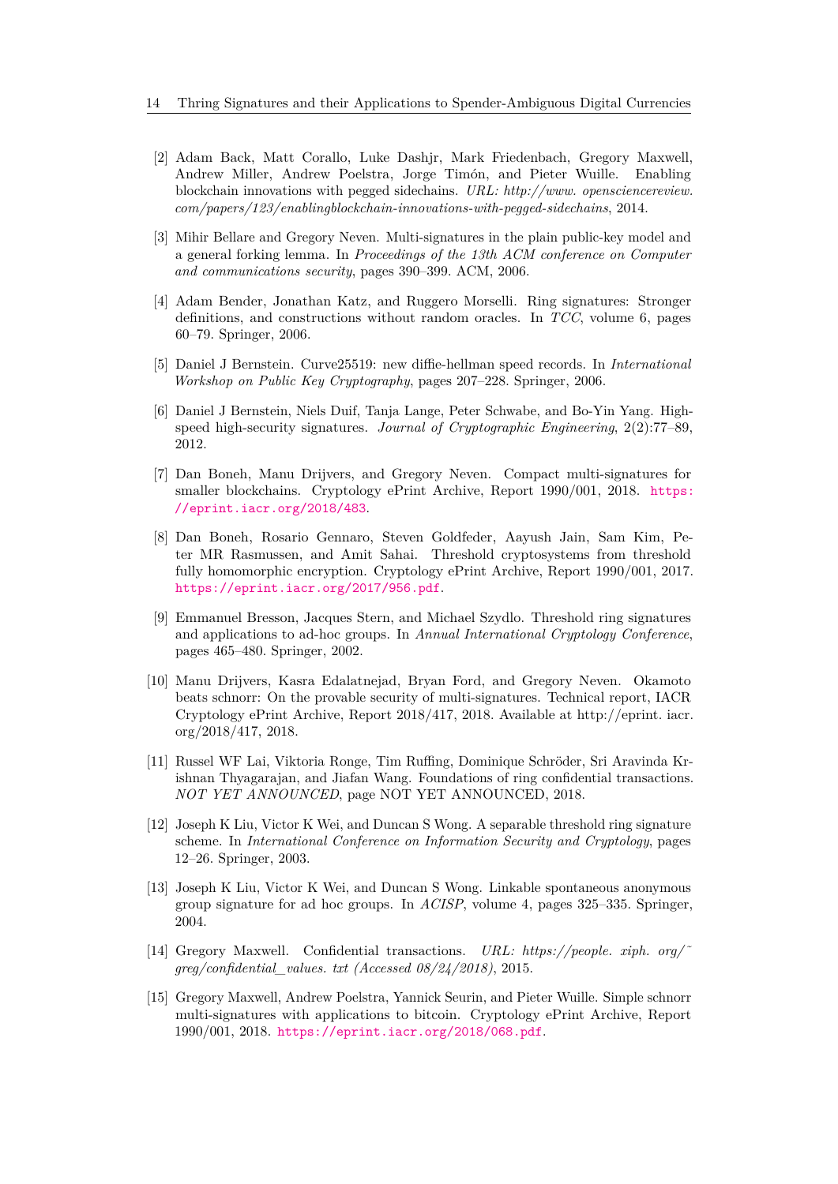[2] Adam Back, Matt Corallo, Luke Dashjr, Mark Friedenbach, Gregory Maxwell, Andrew Miller, Andrew Poelstra, Jorge Timón, and Pieter Wuille. Enabling blockchain innovations with pegged sidechains. *URL: http://www. opensciencereview. com/papers/123/enablingblockchain-innovations-with-pegged-sidechains*, 2014.

[3] Mihir Bellare and Gregory Neven. Multi-signatures in the plain public-key model and a general forking lemma. In *Proceedings of the 13th ACM conference on Computer and communications security*, pages 390–399. ACM, 2006.

[4] Adam Bender, Jonathan Katz, and Ruggero Morselli. Ring signatures: Stronger definitions, and constructions without random oracles. In *TCC*, volume 6, pages 60–79. Springer, 2006.

[5] Daniel J Bernstein. Curve25519: new diffie-hellman speed records. In *International Workshop on Public Key Cryptography*, pages 207–228. Springer, 2006.

[6] Daniel J Bernstein, Niels Duif, Tanja Lange, Peter Schwabe, and Bo-Yin Yang. High-speed high-security signatures. *Journal of Cryptographic Engineering*, 2(2):77–89, 2012.

[7] Dan Boneh, Manu Drijvers, and Gregory Neven. Compact multi-signatures for smaller blockchains. Cryptology ePrint Archive, Report 1990/001, 2018. https://eprint.iacr.org/2018/483.

[8] Dan Boneh, Rosario Gennaro, Steven Goldfeder, Aayush Jain, Sam Kim, Peter MR Rasmussen, and Amit Sahai. Threshold cryptosystems from threshold fully homomorphic encryption. Cryptology ePrint Archive, Report 1990/001, 2017. https://eprint.iacr.org/2017/956.pdf.

[9] Emmanuel Bresson, Jacques Stern, and Michael Szydlo. Threshold ring signatures and applications to ad-hoc groups. In *Annual International Cryptology Conference*, pages 465–480. Springer, 2002.

[10] Manu Drijvers, Kasra Edalatnejad, Bryan Ford, and Gregory Neven. Okamoto beats schnorr: On the provable security of multi-signatures. Technical report, IACR Cryptology ePrint Archive, Report 2018/417, 2018. Available at http://eprint. iacr. org/2018/417, 2018.

[11] Russel WF Lai, Viktoria Ronge, Tim Ruffing, Dominique Schröder, Sri Aravinda Krishnan Thyagarajan, and Jiafan Wang. Foundations of ring confidential transactions. *NOT YET ANNOUNCED*, page NOT YET ANNOUNCED, 2018.

[12] Joseph K Liu, Victor K Wei, and Duncan S Wong. A separable threshold ring signature scheme. In *International Conference on Information Security and Cryptology*, pages 12–26. Springer, 2003.

[13] Joseph K Liu, Victor K Wei, and Duncan S Wong. Linkable spontaneous anonymous group signature for ad hoc groups. In *ACISP*, volume 4, pages 325–335. Springer, 2004.

[14] Gregory Maxwell. Confidential transactions. *URL: https://people. xiph. org/~greg/confidential_values. txt (Accessed 08/24/2018)*, 2015.

[15] Gregory Maxwell, Andrew Poelstra, Yannick Seurin, and Pieter Wuille. Simple schnorr multi-signatures with applications to bitcoin. Cryptology ePrint Archive, Report 1990/001, 2018. https://eprint.iacr.org/2018/068.pdf.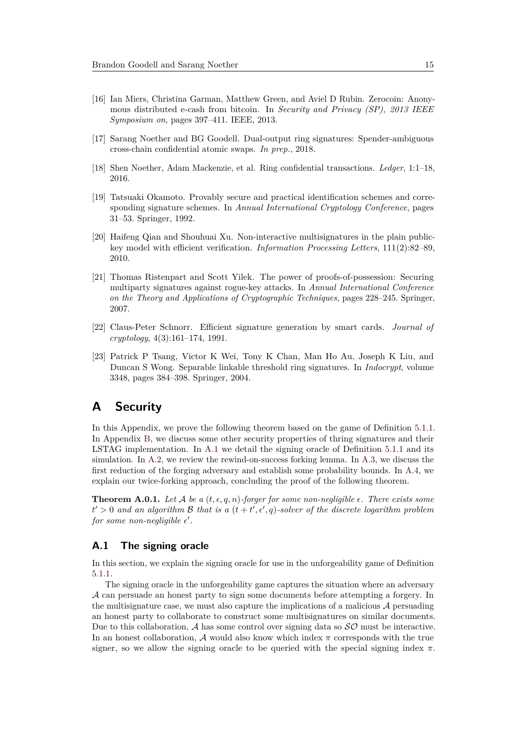[16] Ian Miers, Christina Garman, Matthew Green, and Aviel D Rubin. Zerocoin: Anonymous distributed e-cash from bitcoin. In *Security and Privacy (SP), 2013 IEEE Symposium on*, pages 397–411. IEEE, 2013.

[17] Sarang Noether and BG Goodell. Dual-output ring signatures: Spender-ambiguous cross-chain confidential atomic swaps. *In prep.*, 2018.

[18] Shen Noether, Adam Mackenzie, et al. Ring confidential transactions. *Ledger*, 1:1–18, 2016.

[19] Tatsuaki Okamoto. Provably secure and practical identification schemes and corresponding signature schemes. In *Annual International Cryptology Conference*, pages 31–53. Springer, 1992.

[20] Haifeng Qian and Shouhuai Xu. Non-interactive multisignatures in the plain public-key model with efficient verification. *Information Processing Letters*, 111(2):82–89, 2010.

[21] Thomas Ristenpart and Scott Yilek. The power of proofs-of-possession: Securing multiparty signatures against rogue-key attacks. In *Annual International Conference on the Theory and Applications of Cryptographic Techniques*, pages 228–245. Springer, 2007.

[22] Claus-Peter Schnorr. Efficient signature generation by smart cards. *Journal of cryptology*, 4(3):161–174, 1991.

[23] Patrick P Tsang, Victor K Wei, Tony K Chan, Man Ho Au, Joseph K Liu, and Duncan S Wong. Separable linkable threshold ring signatures. In *Indocrypt*, volume 3348, pages 384–398. Springer, 2004.

# A Security

In this Appendix, we prove the following theorem based on the game of Definition 5.1.1. In Appendix B, we discuss some other security properties of thring signatures and their LSTAG implementation. In A.1 we detail the signing oracle of Definition 5.1.1 and its simulation. In A.2, we review the rewind-on-success forking lemma. In A.3, we discuss the first reduction of the forging adversary and establish some probability bounds. In A.4, we explain our twice-forking approach, concluding the proof of the following theorem.

**Theorem A.0.1.** *Let $\mathcal{A}$ be a $(t, \epsilon, q, n)$-forger for some non-negligible $\epsilon$. There exists some $t' > 0$ and an algorithm $\mathcal{B}$ that is a $(t + t', \epsilon', q)$-solver of the discrete logarithm problem for some non-negligible $\epsilon'$.*

## A.1 The signing oracle

In this section, we explain the signing oracle for use in the unforgeability game of Definition 5.1.1.

The signing oracle in the unforgeability game captures the situation where an adversary $\mathcal{A}$ can persuade an honest party to sign some documents before attempting a forgery. In the multisignature case, we must also capture the implications of a malicious $\mathcal{A}$ persuading an honest party to collaborate to construct some multisignatures on similar documents. Due to this collaboration, $\mathcal{A}$ has some control over signing data so $\mathcal{SO}$ must be interactive. In an honest collaboration, $\mathcal{A}$ would also know which index $\pi$ corresponds with the true signer, so we allow the signing oracle to be queried with the special signing index $\pi$.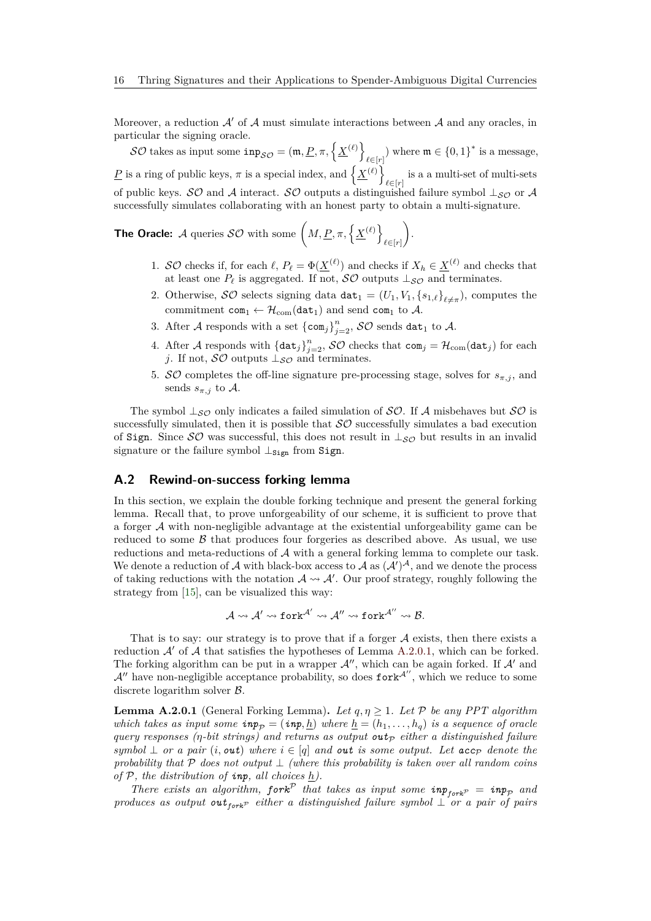Moreover, a reduction $\mathcal{A}'$ of $\mathcal{A}$ must simulate interactions between $\mathcal{A}$ and any oracles, in particular the signing oracle.

$\mathcal{SO}$ takes as input some $\mathtt{inp}_{\mathcal{SO}} = (\mathtt{m}, \underline{P}, \pi, \left\{\underline{X}^{(\ell)}\right\}_{\ell \in [r]})$ where $\mathtt{m} \in \{0,1\}^*$ is a message, $\underline{P}$ is a ring of public keys, $\pi$ is a special index, and $\left\{\underline{X}^{(\ell)}\right\}_{\ell \in [r]}$ is a a multi-set of multi-sets of public keys. $\mathcal{SO}$ and $\mathcal{A}$ interact. $\mathcal{SO}$ outputs a distinguished failure symbol $\bot_{\mathcal{SO}}$ or $\mathcal{A}$ successfully simulates collaborating with an honest party to obtain a multi-signature.

**The Oracle:** $\mathcal{A}$ queries $\mathcal{SO}$ with some $\left(M, \underline{P}, \pi, \left\{\underline{X}^{(\ell)}\right\}_{\ell \in [r]}\right)$.

1. $\mathcal{SO}$ checks if, for each $\ell$, $P_\ell = \Phi(\underline{X}^{(\ell)})$ and checks if $X_h \in \underline{X}^{(\ell)}$ and checks that at least one $P_\ell$ is aggregated. If not, $\mathcal{SO}$ outputs $\bot_{\mathcal{SO}}$ and terminates.
2. Otherwise, $\mathcal{SO}$ selects signing data $\mathtt{dat}_1 = (U_1, V_1, \{s_{1,\ell}\}_{\ell \neq \pi})$, computes the commitment $\mathtt{com}_1 \leftarrow \mathcal{H}_{\text{com}}(\mathtt{dat}_1)$ and send $\mathtt{com}_1$ to $\mathcal{A}$.
3. After $\mathcal{A}$ responds with a set $\{\mathtt{com}_j\}_{j=2}^n$, $\mathcal{SO}$ sends $\mathtt{dat}_1$ to $\mathcal{A}$.
4. After $\mathcal{A}$ responds with $\{\mathtt{dat}_j\}_{j=2}^n$, $\mathcal{SO}$ checks that $\mathtt{com}_j = \mathcal{H}_{\text{com}}(\mathtt{dat}_j)$ for each $j$. If not, $\mathcal{SO}$ outputs $\bot_{\mathcal{SO}}$ and terminates.
5. $\mathcal{SO}$ completes the off-line signature pre-processing stage, solves for $s_{\pi,j}$, and sends $s_{\pi,j}$ to $\mathcal{A}$.

The symbol $\bot_{\mathcal{SO}}$ only indicates a failed simulation of $\mathcal{SO}$. If $\mathcal{A}$ misbehaves but $\mathcal{SO}$ is successfully simulated, then it is possible that $\mathcal{SO}$ successfully simulates a bad execution of Sign. Since $\mathcal{SO}$ was successful, this does not result in $\bot_{\mathcal{SO}}$ but results in an invalid signature or the failure symbol $\bot_{\mathtt{Sign}}$ from Sign.

## A.2 Rewind-on-success forking lemma

In this section, we explain the double forking technique and present the general forking lemma. Recall that, to prove unforgeability of our scheme, it is sufficient to prove that a forger $\mathcal{A}$ with non-negligible advantage at the existential unforgeability game can be reduced to some $\mathcal{B}$ that produces four forgeries as described above. As usual, we use reductions and meta-reductions of $\mathcal{A}$ with a general forking lemma to complete our task. We denote a reduction of $\mathcal{A}$ with black-box access to $\mathcal{A}$ as $(\mathcal{A}')^{\mathcal{A}}$, and we denote the process of taking reductions with the notation $\mathcal{A} \rightsquigarrow \mathcal{A}'$. Our proof strategy, roughly following the strategy from [15], can be visualized this way:

$$\mathcal{A} \rightsquigarrow \mathcal{A}' \rightsquigarrow \mathtt{fork}^{\mathcal{A}'} \rightsquigarrow \mathcal{A}'' \rightsquigarrow \mathtt{fork}^{\mathcal{A}''} \rightsquigarrow \mathcal{B}.$$

That is to say: our strategy is to prove that if a forger $\mathcal{A}$ exists, then there exists a reduction $\mathcal{A}'$ of $\mathcal{A}$ that satisfies the hypotheses of Lemma A.2.0.1, which can be forked. The forking algorithm can be put in a wrapper $\mathcal{A}''$, which can be again forked. If $\mathcal{A}'$ and $\mathcal{A}''$ have non-negligible acceptance probability, so does $\mathtt{fork}^{\mathcal{A}''}$, which we reduce to some discrete logarithm solver $\mathcal{B}$.

**Lemma A.2.0.1** (General Forking Lemma)**.** *Let $q, \eta \geq 1$. Let $\mathcal{P}$ be any PPT algorithm which takes as input some $\mathtt{inp}_{\mathcal{P}} = (\mathtt{inp}, \underline{h})$ where $\underline{h} = (h_1, \ldots, h_q)$ is a sequence of oracle query responses ($\eta$-bit strings) and returns as output $\mathtt{out}_{\mathcal{P}}$ either a distinguished failure symbol $\bot$ or a pair $(i, \mathtt{out})$ where $i \in [q]$ and $\mathtt{out}$ is some output. Let $\mathtt{acc}_{\mathcal{P}}$ denote the probability that $\mathcal{P}$ does not output $\bot$ (where this probability is taken over all random coins of $\mathcal{P}$, the distribution of $\mathtt{inp}$, all choices $\underline{h}$).*

*There exists an algorithm, $\mathtt{fork}^{\mathcal{P}}$ that takes as input some $\mathtt{inp}_{\mathtt{fork}^{\mathcal{P}}} = \mathtt{inp}_{\mathcal{P}}$ and produces as output $\mathtt{out}_{\mathtt{fork}^{\mathcal{P}}}$ either a distinguished failure symbol $\bot$ or a pair of pairs*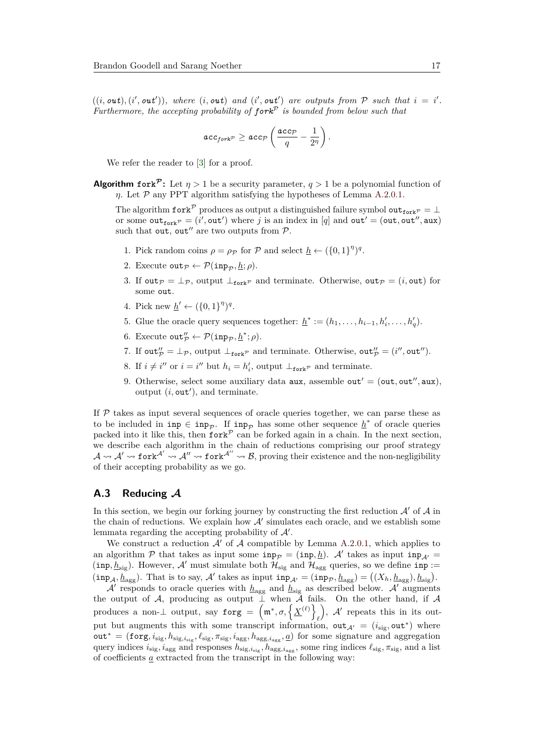*$((i, \mathtt{out}), (i', \mathtt{out}'))$, where $(i, \mathtt{out})$ and $(i', \mathtt{out}')$ are outputs from $\mathcal{P}$ such that $i = i'$. Furthermore, the accepting probability of $\mathtt{fork}^{\mathcal{P}}$ is bounded from below such that*

$$\mathtt{acc}_{\mathtt{fork}^{\mathcal{P}}} \geq \mathtt{acc}_{\mathcal{P}} \left( \frac{\mathtt{acc}_{\mathcal{P}}}{q} - \frac{1}{2^{\eta}} \right).$$

We refer the reader to [3] for a proof.

**Algorithm $\mathtt{fork}^{\mathcal{P}}$:** Let $\eta > 1$ be a security parameter, $q > 1$ be a polynomial function of $\eta$. Let $\mathcal{P}$ any PPT algorithm satisfying the hypotheses of Lemma A.2.0.1.

The algorithm $\mathtt{fork}^{\mathcal{P}}$ produces as output a distinguished failure symbol $\mathtt{out}_{\mathtt{fork}^{\mathcal{P}}} = \bot$ or some $\mathtt{out}_{\mathtt{fork}^{\mathcal{P}}} = (i', \mathtt{out}')$ where $j$ is an index in $[q]$ and $\mathtt{out}' = (\mathtt{out}, \mathtt{out}'', \mathtt{aux})$ such that $\mathtt{out}, \mathtt{out}''$ are two outputs from $\mathcal{P}$.

1. Pick random coins $\rho = \rho_{\mathcal{P}}$ for $\mathcal{P}$ and select $\underline{h} \leftarrow (\{0,1\}^{\eta})^q$.
2. Execute $\mathtt{out}_{\mathcal{P}} \leftarrow \mathcal{P}(\mathtt{inp}_{\mathcal{P}}, \underline{h}; \rho)$.
3. If $\mathtt{out}_{\mathcal{P}} = \bot_{\mathcal{P}}$, output $\bot_{\mathtt{fork}^{\mathcal{P}}}$ and terminate. Otherwise, $\mathtt{out}_{\mathcal{P}} = (i, \mathtt{out})$ for some $\mathtt{out}$.
4. Pick new $\underline{h}' \leftarrow (\{0,1\}^{\eta})^q$.
5. Glue the oracle query sequences together: $\underline{h}^* := (h_1, \ldots, h_{i-1}, h'_i, \ldots, h'_q)$.
6. Execute $\mathtt{out}''_{\mathcal{P}} \leftarrow \mathcal{P}(\mathtt{inp}_{\mathcal{P}}, \underline{h}^*; \rho)$.
7. If $\mathtt{out}''_{\mathcal{P}} = \bot_{\mathcal{P}}$, output $\bot_{\mathtt{fork}^{\mathcal{P}}}$ and terminate. Otherwise, $\mathtt{out}''_{\mathcal{P}} = (i'', \mathtt{out}'')$.
8. If $i \neq i''$ or $i = i''$ but $h_i = h'_i$, output $\bot_{\mathtt{fork}^{\mathcal{P}}}$ and terminate.
9. Otherwise, select some auxiliary data $\mathtt{aux}$, assemble $\mathtt{out}' = (\mathtt{out}, \mathtt{out}'', \mathtt{aux})$, output $(i, \mathtt{out}')$, and terminate.

If $\mathcal{P}$ takes as input several sequences of oracle queries together, we can parse these as to be included in $\mathtt{inp} \in \mathtt{inp}_{\mathcal{P}}$. If $\mathtt{inp}_{\mathcal{P}}$ has some other sequence $\underline{h}^*$ of oracle queries packed into it like this, then $\mathtt{fork}^{\mathcal{P}}$ can be forked again in a chain. In the next section, we describe each algorithm in the chain of reductions comprising our proof strategy $\mathcal{A} \rightsquigarrow \mathcal{A}' \rightsquigarrow \mathtt{fork}^{\mathcal{A}'} \rightsquigarrow \mathcal{A}'' \rightsquigarrow \mathtt{fork}^{\mathcal{A}''} \rightsquigarrow \mathcal{B}$, proving their existence and the non-negligibility of their accepting probability as we go.

## A.3 Reducing $\mathcal{A}$

In this section, we begin our forking journey by constructing the first reduction $\mathcal{A}'$ of $\mathcal{A}$ in the chain of reductions. We explain how $\mathcal{A}'$ simulates each oracle, and we establish some lemmata regarding the accepting probability of $\mathcal{A}'$.

We construct a reduction $\mathcal{A}'$ of $\mathcal{A}$ compatible by Lemma A.2.0.1, which applies to an algorithm $\mathcal{P}$ that takes as input some $\mathtt{inp}_{\mathcal{P}} = (\mathtt{inp}, \underline{h})$. $\mathcal{A}'$ takes as input $\mathtt{inp}_{\mathcal{A}'} = (\mathtt{inp}, \underline{h}_{\text{sig}})$. However, $\mathcal{A}'$ must simulate both $\mathcal{H}_{\text{sig}}$ and $\mathcal{H}_{\text{agg}}$ queries, so we define $\mathtt{inp} := (\mathtt{inp}_{\mathcal{A}}, \underline{h}_{\text{agg}})$. That is to say, $\mathcal{A}'$ takes as input $\mathtt{inp}_{\mathcal{A}'} = (\mathtt{inp}_{\mathcal{P}}, \underline{h}_{\text{agg}}) = \left((X_h, \underline{h}_{\text{agg}}), \underline{h}_{\text{sig}}\right)$.

$\mathcal{A}'$ responds to oracle queries with $\underline{h}_{\text{agg}}$ and $\underline{h}_{\text{sig}}$ as described below. $\mathcal{A}'$ augments the output of $\mathcal{A}$, producing as output $\bot$ when $\mathcal{A}$ fails. On the other hand, if $\mathcal{A}$ produces a non-$\bot$ output, say $\mathtt{forg} = \left(\mathtt{m}^*, \sigma, \left\{\underline{X}^{(\ell)}\right\}_{\ell}\right)$, $\mathcal{A}'$ repeats this in its output but augments this with some transcript information, $\mathtt{out}_{\mathcal{A}'} = (i_{\text{sig}}, \mathtt{out}^*)$ where $\mathtt{out}^* = (\mathtt{forg}, i_{\text{sig}}, h_{\text{sig}, i_{\text{sig}}}, \ell_{\text{sig}}, \pi_{\text{sig}}, i_{\text{agg}}, h_{\text{agg}, i_{\text{agg}}}, \underline{a})$ for some signature and aggregation query indices $i_{\text{sig}}, i_{\text{agg}}$ and responses $h_{\text{sig}, i_{\text{sig}}}, h_{\text{agg}, i_{\text{agg}}}$, some ring indices $\ell_{\text{sig}}, \pi_{\text{sig}}$, and a list of coefficients $\underline{a}$ extracted from the transcript in the following way: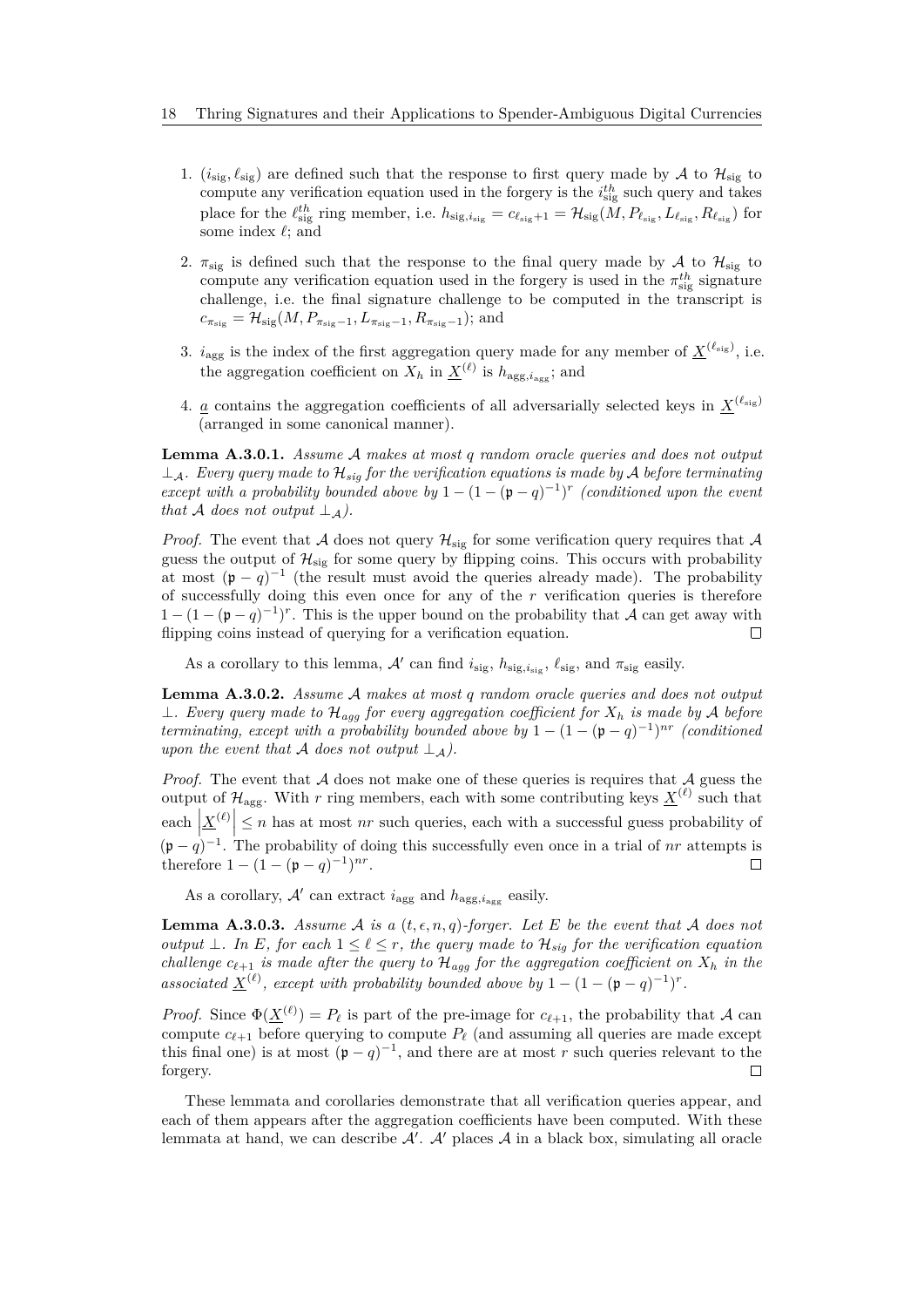1. $(i_{\text{sig}}, \ell_{\text{sig}})$ are defined such that the response to first query made by $\mathcal{A}$ to $\mathcal{H}_{\text{sig}}$ to compute any verification equation used in the forgery is the $i_{\text{sig}}^{th}$ such query and takes place for the $\ell_{\text{sig}}^{th}$ ring member, i.e. $h_{\text{sig},i_{\text{sig}}} = c_{\ell_{\text{sig}}+1} = \mathcal{H}_{\text{sig}}(M, P_{\ell_{\text{sig}}}, L_{\ell_{\text{sig}}}, R_{\ell_{\text{sig}}})$ for some index $\ell$; and
2. $\pi_{\text{sig}}$ is defined such that the response to the final query made by $\mathcal{A}$ to $\mathcal{H}_{\text{sig}}$ to compute any verification equation used in the forgery is used in the $\pi_{\text{sig}}^{th}$ signature challenge, i.e. the final signature challenge to be computed in the transcript is $c_{\pi_{\text{sig}}} = \mathcal{H}_{\text{sig}}(M, P_{\pi_{\text{sig}}-1}, L_{\pi_{\text{sig}}-1}, R_{\pi_{\text{sig}}-1})$; and
3. $i_{\text{agg}}$ is the index of the first aggregation query made for any member of $\underline{X}^{(\ell_{\text{sig}})}$, i.e. the aggregation coefficient on $X_h$ in $\underline{X}^{(\ell)}$ is $h_{\text{agg},i_{\text{agg}}}$; and
4. $\underline{a}$ contains the aggregation coefficients of all adversarially selected keys in $\underline{X}^{(\ell_{\text{sig}})}$ (arranged in some canonical manner).

**Lemma A.3.0.1.** *Assume $\mathcal{A}$ makes at most $q$ random oracle queries and does not output $\perp_{\mathcal{A}}$. Every query made to $\mathcal{H}_{sig}$ for the verification equations is made by $\mathcal{A}$ before terminating except with a probability bounded above by $1 - (1 - (\mathfrak{p} - q)^{-1})^r$ (conditioned upon the event that $\mathcal{A}$ does not output $\perp_{\mathcal{A}}$).*

*Proof.* The event that $\mathcal{A}$ does not query $\mathcal{H}_{\text{sig}}$ for some verification query requires that $\mathcal{A}$ guess the output of $\mathcal{H}_{\text{sig}}$ for some query by flipping coins. This occurs with probability at most $(\mathfrak{p} - q)^{-1}$ (the result must avoid the queries already made). The probability of successfully doing this even once for any of the $r$ verification queries is therefore $1 - (1 - (\mathfrak{p} - q)^{-1})^r$. This is the upper bound on the probability that $\mathcal{A}$ can get away with flipping coins instead of querying for a verification equation. ∎

As a corollary to this lemma, $\mathcal{A}'$ can find $i_{\text{sig}}$, $h_{\text{sig},i_{\text{sig}}}$, $\ell_{\text{sig}}$, and $\pi_{\text{sig}}$ easily.

**Lemma A.3.0.2.** *Assume $\mathcal{A}$ makes at most $q$ random oracle queries and does not output $\perp$. Every query made to $\mathcal{H}_{agg}$ for every aggregation coefficient for $X_h$ is made by $\mathcal{A}$ before terminating, except with a probability bounded above by $1 - (1 - (\mathfrak{p} - q)^{-1})^{nr}$ (conditioned upon the event that $\mathcal{A}$ does not output $\perp_{\mathcal{A}}$).*

*Proof.* The event that $\mathcal{A}$ does not make one of these queries is requires that $\mathcal{A}$ guess the output of $\mathcal{H}_{\text{agg}}$. With $r$ ring members, each with some contributing keys $\underline{X}^{(\ell)}$ such that each $\left|\underline{X}^{(\ell)}\right| \leq n$ has at most $nr$ such queries, each with a successful guess probability of $(\mathfrak{p} - q)^{-1}$. The probability of doing this successfully even once in a trial of $nr$ attempts is therefore $1 - (1 - (\mathfrak{p} - q)^{-1})^{nr}$. ∎

As a corollary, $\mathcal{A}'$ can extract $i_{\text{agg}}$ and $h_{\text{agg},i_{\text{agg}}}$ easily.

**Lemma A.3.0.3.** *Assume $\mathcal{A}$ is a $(t, \epsilon, n, q)$-forger. Let $E$ be the event that $\mathcal{A}$ does not output $\perp$. In $E$, for each $1 \leq \ell \leq r$, the query made to $\mathcal{H}_{sig}$ for the verification equation challenge $c_{\ell+1}$ is made after the query to $\mathcal{H}_{agg}$ for the aggregation coefficient on $X_h$ in the associated $\underline{X}^{(\ell)}$, except with probability bounded above by $1 - (1 - (\mathfrak{p} - q)^{-1})^r$.*

*Proof.* Since $\Phi(\underline{X}^{(\ell)}) = P_\ell$ is part of the pre-image for $c_{\ell+1}$, the probability that $\mathcal{A}$ can compute $c_{\ell+1}$ before querying to compute $P_\ell$ (and assuming all queries are made except this final one) is at most $(\mathfrak{p} - q)^{-1}$, and there are at most $r$ such queries relevant to the forgery. ∎

These lemmata and corollaries demonstrate that all verification queries appear, and each of them appears after the aggregation coefficients have been computed. With these lemmata at hand, we can describe $\mathcal{A}'$. $\mathcal{A}'$ places $\mathcal{A}$ in a black box, simulating all oracle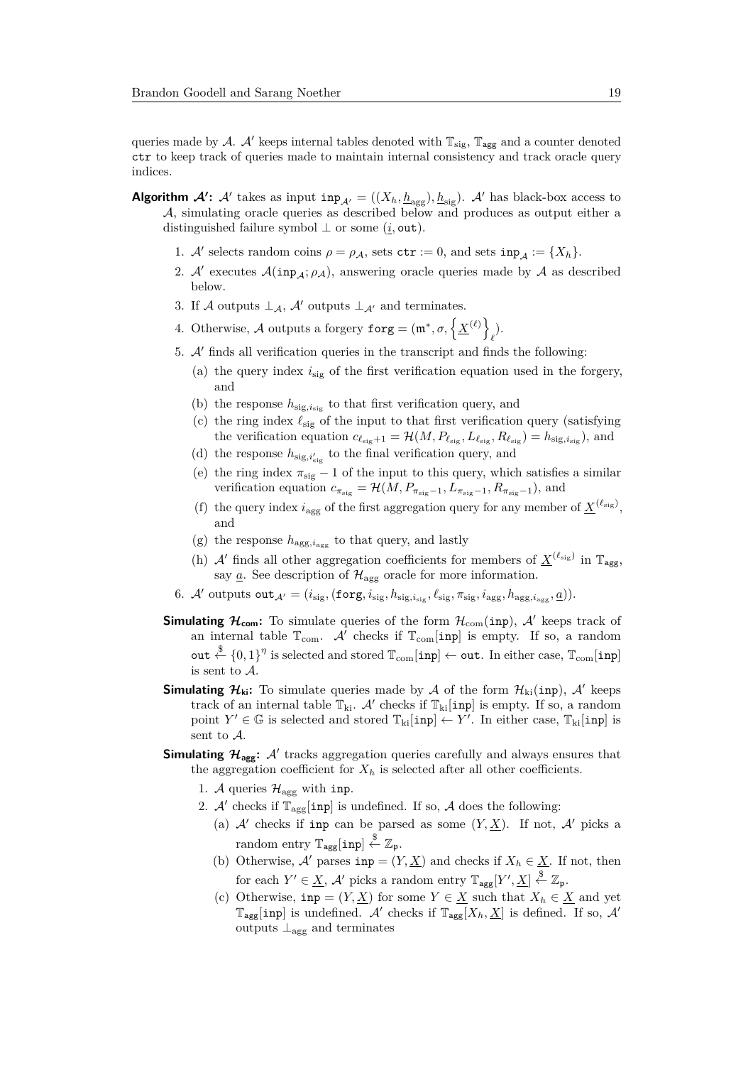queries made by $\mathcal{A}$. $\mathcal{A}'$ keeps internal tables denoted with $\mathbb{T}_{\text{sig}}$, $\mathbb{T}_{\mathtt{agg}}$ and a counter denoted $\mathtt{ctr}$ to keep track of queries made to maintain internal consistency and track oracle query indices.

**Algorithm $\mathcal{A}'$:** $\mathcal{A}'$ takes as input $\mathtt{inp}_{\mathcal{A}'} = ((X_h, \underline{h}_{\text{agg}}), \underline{h}_{\text{sig}})$. $\mathcal{A}'$ has black-box access to $\mathcal{A}$, simulating oracle queries as described below and produces as output either a distinguished failure symbol $\perp$ or some $(\underline{i}, \mathtt{out})$.

1. $\mathcal{A}'$ selects random coins $\rho = \rho_{\mathcal{A}}$, sets $\mathtt{ctr} := 0$, and sets $\mathtt{inp}_{\mathcal{A}} := \{X_h\}$.
2. $\mathcal{A}'$ executes $\mathcal{A}(\mathtt{inp}_{\mathcal{A}}; \rho_{\mathcal{A}})$, answering oracle queries made by $\mathcal{A}$ as described below.
3. If $\mathcal{A}$ outputs $\perp_{\mathcal{A}}$, $\mathcal{A}'$ outputs $\perp_{\mathcal{A}'}$ and terminates.
4. Otherwise, $\mathcal{A}$ outputs a forgery $\mathtt{forg} = (\mathtt{m}^*, \sigma, \left\{\underline{X}^{(\ell)}\right\}_{\ell})$.
5. $\mathcal{A}'$ finds all verification queries in the transcript and finds the following:
   (a) the query index $i_{\text{sig}}$ of the first verification equation used in the forgery, and
   (b) the response $h_{\text{sig}, i_{\text{sig}}}$ to that first verification query, and
   (c) the ring index $\ell_{\text{sig}}$ of the input to that first verification query (satisfying the verification equation $c_{\ell_{\text{sig}}+1} = \mathcal{H}(M, P_{\ell_{\text{sig}}}, L_{\ell_{\text{sig}}}, R_{\ell_{\text{sig}}}) = h_{\text{sig}, i_{\text{sig}}}$), and
   (d) the response $h_{\text{sig}, i'_{\text{sig}}}$ to the final verification query, and
   (e) the ring index $\pi_{\text{sig}} - 1$ of the input to this query, which satisfies a similar verification equation $c_{\pi_{\text{sig}}} = \mathcal{H}(M, P_{\pi_{\text{sig}}-1}, L_{\pi_{\text{sig}}-1}, R_{\pi_{\text{sig}}-1})$, and
   (f) the query index $i_{\text{agg}}$ of the first aggregation query for any member of $\underline{X}^{(\ell_{\text{sig}})}$, and
   (g) the response $h_{\text{agg}, i_{\text{agg}}}$ to that query, and lastly
   (h) $\mathcal{A}'$ finds all other aggregation coefficients for members of $\underline{X}^{(\ell_{\text{sig}})}$ in $\mathbb{T}_{\mathtt{agg}}$, say $\underline{a}$. See description of $\mathcal{H}_{\text{agg}}$ oracle for more information.
6. $\mathcal{A}'$ outputs $\mathtt{out}_{\mathcal{A}'} = (i_{\text{sig}}, (\mathtt{forg}, i_{\text{sig}}, h_{\text{sig}, i_{\text{sig}}}, \ell_{\text{sig}}, \pi_{\text{sig}}, i_{\text{agg}}, h_{\text{agg}, i_{\text{agg}}}, \underline{a}))$.

**Simulating $\mathcal{H}_{\text{com}}$:** To simulate queries of the form $\mathcal{H}_{\text{com}}(\mathtt{inp})$, $\mathcal{A}'$ keeps track of an internal table $\mathbb{T}_{\text{com}}$. $\mathcal{A}'$ checks if $\mathbb{T}_{\text{com}}[\mathtt{inp}]$ is empty. If so, a random $\mathtt{out} \stackrel{\$}{\leftarrow} \{0,1\}^{\eta}$ is selected and stored $\mathbb{T}_{\text{com}}[\mathtt{inp}] \leftarrow \mathtt{out}$. In either case, $\mathbb{T}_{\text{com}}[\mathtt{inp}]$ is sent to $\mathcal{A}$.

**Simulating $\mathcal{H}_{\text{ki}}$:** To simulate queries made by $\mathcal{A}$ of the form $\mathcal{H}_{\text{ki}}(\mathtt{inp})$, $\mathcal{A}'$ keeps track of an internal table $\mathbb{T}_{\text{ki}}$. $\mathcal{A}'$ checks if $\mathbb{T}_{\text{ki}}[\mathtt{inp}]$ is empty. If so, a random point $Y' \in \mathbb{G}$ is selected and stored $\mathbb{T}_{\text{ki}}[\mathtt{inp}] \leftarrow Y'$. In either case, $\mathbb{T}_{\text{ki}}[\mathtt{inp}]$ is sent to $\mathcal{A}$.

**Simulating $\mathcal{H}_{\text{agg}}$:** $\mathcal{A}'$ tracks aggregation queries carefully and always ensures that the aggregation coefficient for $X_h$ is selected after all other coefficients.

1. $\mathcal{A}$ queries $\mathcal{H}_{\text{agg}}$ with $\mathtt{inp}$.
2. $\mathcal{A}'$ checks if $\mathbb{T}_{\text{agg}}[\mathtt{inp}]$ is undefined. If so, $\mathcal{A}$ does the following:
   (a) $\mathcal{A}'$ checks if $\mathtt{inp}$ can be parsed as some $(Y, \underline{X})$. If not, $\mathcal{A}'$ picks a random entry $\mathbb{T}_{\mathtt{agg}}[\mathtt{inp}] \stackrel{\$}{\leftarrow} \mathbb{Z}_{\mathfrak{p}}$.
   (b) Otherwise, $\mathcal{A}'$ parses $\mathtt{inp} = (Y, \underline{X})$ and checks if $X_h \in \underline{X}$. If not, then for each $Y' \in \underline{X}$, $\mathcal{A}'$ picks a random entry $\mathbb{T}_{\mathtt{agg}}[Y', \underline{X}] \stackrel{\$}{\leftarrow} \mathbb{Z}_{\mathfrak{p}}$.
   (c) Otherwise, $\mathtt{inp} = (Y, \underline{X})$ for some $Y \in \underline{X}$ such that $X_h \in \underline{X}$ and yet $\mathbb{T}_{\mathtt{agg}}[\mathtt{inp}]$ is undefined. $\mathcal{A}'$ checks if $\mathbb{T}_{\mathtt{agg}}[X_h, \underline{X}]$ is defined. If so, $\mathcal{A}'$ outputs $\perp_{\text{agg}}$ and terminates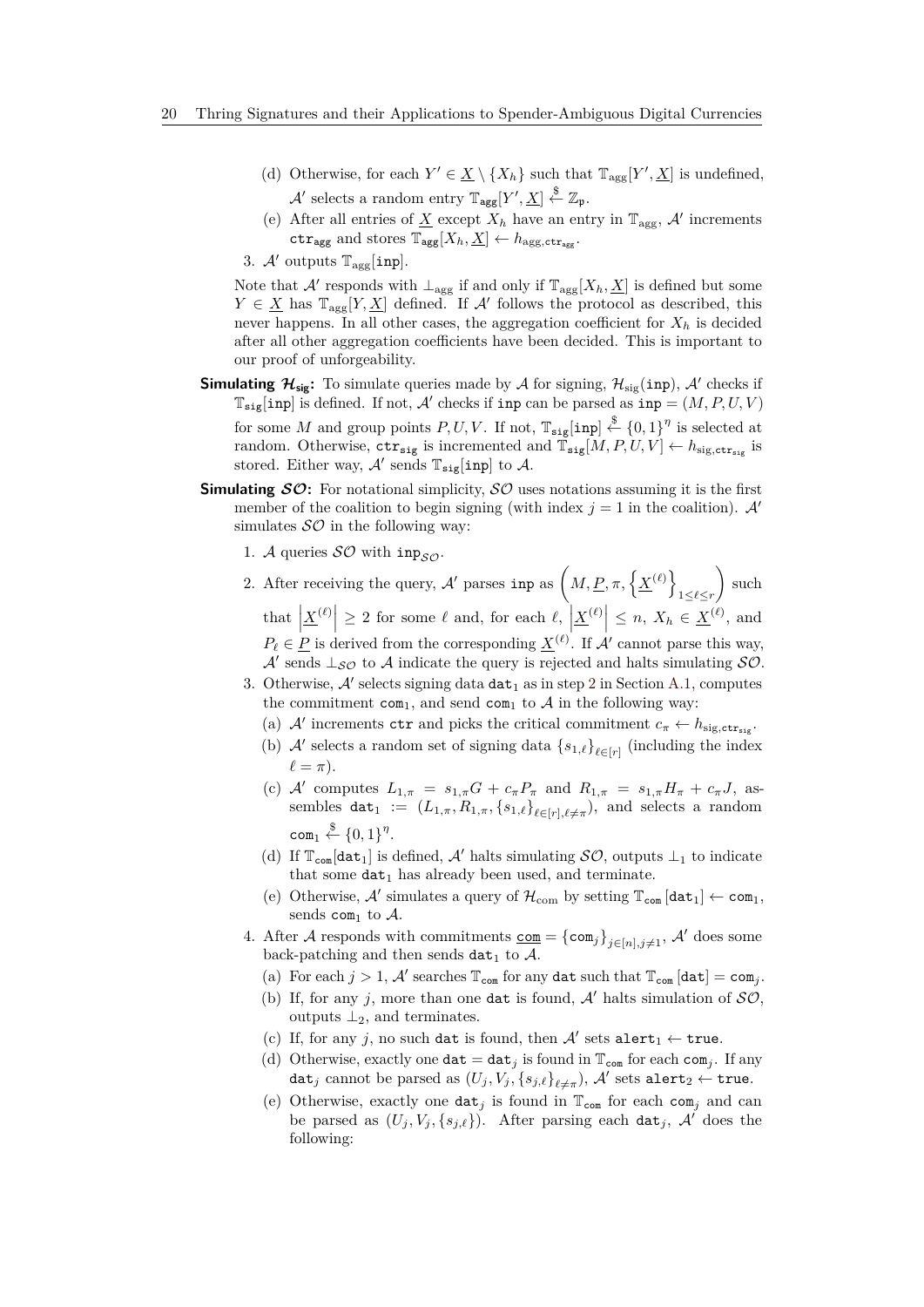(d) Otherwise, for each $Y' \in \underline{X} \setminus \{X_h\}$ such that $\mathbb{T}_{\text{agg}}[Y', \underline{X}]$ is undefined, $\mathcal{A}'$ selects a random entry $\mathbb{T}_{\texttt{agg}}[Y', \underline{X}] \xleftarrow{\$} \mathbb{Z}_{\texttt{p}}$.

(e) After all entries of $\underline{X}$ except $X_h$ have an entry in $\mathbb{T}_{\text{agg}}$, $\mathcal{A}'$ increments $\texttt{ctr}_{\texttt{agg}}$ and stores $\mathbb{T}_{\texttt{agg}}[X_h, \underline{X}] \leftarrow h_{\text{agg},\texttt{ctr}_{\texttt{agg}}}$.

3. $\mathcal{A}'$ outputs $\mathbb{T}_{\text{agg}}[\texttt{inp}]$.

Note that $\mathcal{A}'$ responds with $\bot_{\text{agg}}$ if and only if $\mathbb{T}_{\text{agg}}[X_h, \underline{X}]$ is defined but some $Y \in \underline{X}$ has $\mathbb{T}_{\text{agg}}[Y, \underline{X}]$ defined. If $\mathcal{A}'$ follows the protocol as described, this never happens. In all other cases, the aggregation coefficient for $X_h$ is decided after all other aggregation coefficients have been decided. This is important to our proof of unforgeability.

**Simulating $\mathcal{H}_{\text{sig}}$:** To simulate queries made by $\mathcal{A}$ for signing, $\mathcal{H}_{\text{sig}}(\texttt{inp})$, $\mathcal{A}'$ checks if $\mathbb{T}_{\texttt{sig}}[\texttt{inp}]$ is defined. If not, $\mathcal{A}'$ checks if $\texttt{inp}$ can be parsed as $\texttt{inp} = (M, P, U, V)$ for some $M$ and group points $P, U, V$. If not, $\mathbb{T}_{\texttt{sig}}[\texttt{inp}] \xleftarrow{\$} \{0,1\}^{\eta}$ is selected at random. Otherwise, $\texttt{ctr}_{\texttt{sig}}$ is incremented and $\mathbb{T}_{\texttt{sig}}[M, P, U, V] \leftarrow h_{\text{sig},\texttt{ctr}_{\texttt{sig}}}$ is stored. Either way, $\mathcal{A}'$ sends $\mathbb{T}_{\texttt{sig}}[\texttt{inp}]$ to $\mathcal{A}$.

**Simulating $\mathcal{SO}$:** For notational simplicity, $\mathcal{SO}$ uses notations assuming it is the first member of the coalition to begin signing (with index $j = 1$ in the coalition). $\mathcal{A}'$ simulates $\mathcal{SO}$ in the following way:

1. $\mathcal{A}$ queries $\mathcal{SO}$ with $\texttt{inp}_{\mathcal{SO}}$.
2. After receiving the query, $\mathcal{A}'$ parses $\texttt{inp}$ as $\left(M, \underline{P}, \pi, \left\{\underline{X}^{(\ell)}\right\}_{1 \le \ell \le r}\right)$ such that $\left|\underline{X}^{(\ell)}\right| \ge 2$ for some $\ell$ and, for each $\ell$, $\left|\underline{X}^{(\ell)}\right| \le n$, $X_h \in \underline{X}^{(\ell)}$, and $P_\ell \in \underline{P}$ is derived from the corresponding $\underline{X}^{(\ell)}$. If $\mathcal{A}'$ cannot parse this way, $\mathcal{A}'$ sends $\bot_{\mathcal{SO}}$ to $\mathcal{A}$ indicate the query is rejected and halts simulating $\mathcal{SO}$.
3. Otherwise, $\mathcal{A}'$ selects signing data $\texttt{dat}_1$ as in step 2 in Section A.1, computes the commitment $\texttt{com}_1$, and send $\texttt{com}_1$ to $\mathcal{A}$ in the following way:
   (a) $\mathcal{A}'$ increments $\texttt{ctr}$ and picks the critical commitment $c_\pi \leftarrow h_{\text{sig},\texttt{ctr}_{\texttt{sig}}}$.
   (b) $\mathcal{A}'$ selects a random set of signing data $\{s_{1,\ell}\}_{\ell \in [r]}$ (including the index $\ell = \pi$).
   (c) $\mathcal{A}'$ computes $L_{1,\pi} = s_{1,\pi} G + c_\pi P_\pi$ and $R_{1,\pi} = s_{1,\pi} H_\pi + c_\pi J$, assembles $\texttt{dat}_1 := (L_{1,\pi}, R_{1,\pi}, \{s_{1,\ell}\}_{\ell \in [r], \ell \ne \pi})$, and selects a random $\texttt{com}_1 \xleftarrow{\$} \{0,1\}^{\eta}$.
   (d) If $\mathbb{T}_{\texttt{com}}[\texttt{dat}_1]$ is defined, $\mathcal{A}'$ halts simulating $\mathcal{SO}$, outputs $\bot_1$ to indicate that some $\texttt{dat}_1$ has already been used, and terminate.
   (e) Otherwise, $\mathcal{A}'$ simulates a query of $\mathcal{H}_{\text{com}}$ by setting $\mathbb{T}_{\texttt{com}}[\texttt{dat}_1] \leftarrow \texttt{com}_1$, sends $\texttt{com}_1$ to $\mathcal{A}$.
4. After $\mathcal{A}$ responds with commitments $\underline{\texttt{com}} = \{\texttt{com}_j\}_{j \in [n], j \ne 1}$, $\mathcal{A}'$ does some back-patching and then sends $\texttt{dat}_1$ to $\mathcal{A}$.
   (a) For each $j > 1$, $\mathcal{A}'$ searches $\mathbb{T}_{\texttt{com}}$ for any $\texttt{dat}$ such that $\mathbb{T}_{\texttt{com}}[\texttt{dat}] = \texttt{com}_j$.
   (b) If, for any $j$, more than one $\texttt{dat}$ is found, $\mathcal{A}'$ halts simulation of $\mathcal{SO}$, outputs $\bot_2$, and terminates.
   (c) If, for any $j$, no such $\texttt{dat}$ is found, then $\mathcal{A}'$ sets $\texttt{alert}_1 \leftarrow \texttt{true}$.
   (d) Otherwise, exactly one $\texttt{dat} = \texttt{dat}_j$ is found in $\mathbb{T}_{\texttt{com}}$ for each $\texttt{com}_j$. If any $\texttt{dat}_j$ cannot be parsed as $(U_j, V_j, \{s_{j,\ell}\}_{\ell \ne \pi})$, $\mathcal{A}'$ sets $\texttt{alert}_2 \leftarrow \texttt{true}$.
   (e) Otherwise, exactly one $\texttt{dat}_j$ is found in $\mathbb{T}_{\texttt{com}}$ for each $\texttt{com}_j$ and can be parsed as $(U_j, V_j, \{s_{j,\ell}\})$. After parsing each $\texttt{dat}_j$, $\mathcal{A}'$ does the following: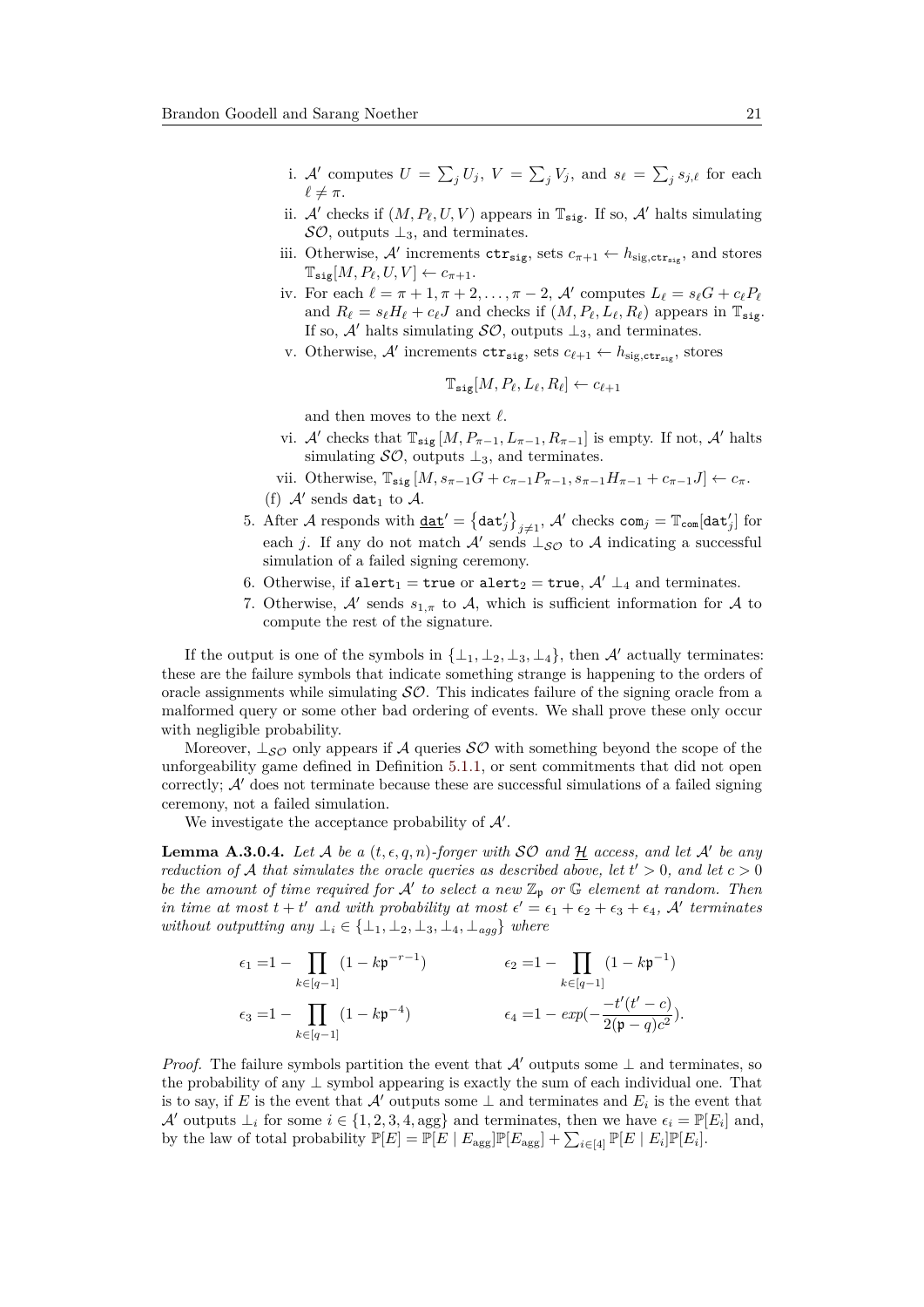i. $\mathcal{A}'$ computes $U = \sum_j U_j$, $V = \sum_j V_j$, and $s_\ell = \sum_j s_{j,\ell}$ for each $\ell \neq \pi$.

ii. $\mathcal{A}'$ checks if $(M, P_\ell, U, V)$ appears in $\mathbb{T}_{\mathtt{sig}}$. If so, $\mathcal{A}'$ halts simulating $\mathcal{SO}$, outputs $\bot_3$, and terminates.

iii. Otherwise, $\mathcal{A}'$ increments $\mathtt{ctr}_{\mathtt{sig}}$, sets $c_{\pi+1} \leftarrow h_{\mathrm{sig},\mathtt{ctr}_{\mathtt{sig}}}$, and stores $\mathbb{T}_{\mathtt{sig}}[M, P_\ell, U, V] \leftarrow c_{\pi+1}$.

iv. For each $\ell = \pi+1, \pi+2, \ldots, \pi-2$, $\mathcal{A}'$ computes $L_\ell = s_\ell G + c_\ell P_\ell$ and $R_\ell = s_\ell H_\ell + c_\ell J$ and checks if $(M, P_\ell, L_\ell, R_\ell)$ appears in $\mathbb{T}_{\mathtt{sig}}$. If so, $\mathcal{A}'$ halts simulating $\mathcal{SO}$, outputs $\bot_3$, and terminates.

v. Otherwise, $\mathcal{A}'$ increments $\mathtt{ctr}_{\mathtt{sig}}$, sets $c_{\ell+1} \leftarrow h_{\mathrm{sig},\mathtt{ctr}_{\mathtt{sig}}}$, stores

$$\mathbb{T}_{\mathtt{sig}}[M, P_\ell, L_\ell, R_\ell] \leftarrow c_{\ell+1}$$

and then moves to the next $\ell$.

vi. $\mathcal{A}'$ checks that $\mathbb{T}_{\mathtt{sig}}[M, P_{\pi-1}, L_{\pi-1}, R_{\pi-1}]$ is empty. If not, $\mathcal{A}'$ halts simulating $\mathcal{SO}$, outputs $\bot_3$, and terminates.

vii. Otherwise, $\mathbb{T}_{\mathtt{sig}}[M, s_{\pi-1}G + c_{\pi-1}P_{\pi-1}, s_{\pi-1}H_{\pi-1} + c_{\pi-1}J] \leftarrow c_\pi$.

(f) $\mathcal{A}'$ sends $\mathtt{dat}_1$ to $\mathcal{A}$.

5. After $\mathcal{A}$ responds with $\underline{\mathtt{dat}}' = \left\{\mathtt{dat}'_j\right\}_{j\neq 1}$, $\mathcal{A}'$ checks $\mathtt{com}_j = \mathbb{T}_{\mathtt{com}}[\mathtt{dat}'_j]$ for each $j$. If any do not match $\mathcal{A}'$ sends $\bot_{\mathcal{SO}}$ to $\mathcal{A}$ indicating a successful simulation of a failed signing ceremony.
6. Otherwise, if $\mathtt{alert}_1 = \mathtt{true}$ or $\mathtt{alert}_2 = \mathtt{true}$, $\mathcal{A}'$ $\bot_4$ and terminates.
7. Otherwise, $\mathcal{A}'$ sends $s_{1,\pi}$ to $\mathcal{A}$, which is sufficient information for $\mathcal{A}$ to compute the rest of the signature.

If the output is one of the symbols in $\{\bot_1, \bot_2, \bot_3, \bot_4\}$, then $\mathcal{A}'$ actually terminates: these are the failure symbols that indicate something strange is happening to the orders of oracle assignments while simulating $\mathcal{SO}$. This indicates failure of the signing oracle from a malformed query or some other bad ordering of events. We shall prove these only occur with negligible probability.

Moreover, $\bot_{\mathcal{SO}}$ only appears if $\mathcal{A}$ queries $\mathcal{SO}$ with something beyond the scope of the unforgeability game defined in Definition 5.1.1, or sent commitments that did not open correctly; $\mathcal{A}'$ does not terminate because these are successful simulations of a failed signing ceremony, not a failed simulation.

We investigate the acceptance probability of $\mathcal{A}'$.

**Lemma A.3.0.4.** *Let $\mathcal{A}$ be a $(t, \epsilon, q, n)$-forger with $\mathcal{SO}$ and $\underline{\mathcal{H}}$ access, and let $\mathcal{A}'$ be any reduction of $\mathcal{A}$ that simulates the oracle queries as described above, let $t' > 0$, and let $c > 0$ be the amount of time required for $\mathcal{A}'$ to select a new $\mathbb{Z}_\mathfrak{p}$ or $\mathbb{G}$ element at random. Then in time at most $t + t'$ and with probability at most $\epsilon' = \epsilon_1 + \epsilon_2 + \epsilon_3 + \epsilon_4$, $\mathcal{A}'$ terminates without outputting any $\bot_i \in \{\bot_1, \bot_2, \bot_3, \bot_4, \bot_{agg}\}$ where*

$$\epsilon_1 = 1 - \prod_{k\in[q-1]} (1 - k\mathfrak{p}^{-r-1}) \qquad \epsilon_2 = 1 - \prod_{k\in[q-1]} (1 - k\mathfrak{p}^{-1})$$

$$\epsilon_3 = 1 - \prod_{k\in[q-1]} (1 - k\mathfrak{p}^{-4}) \qquad \epsilon_4 = 1 - exp\left(-\frac{-t'(t'-c)}{2(\mathfrak{p}-q)c^2}\right).$$

*Proof.* The failure symbols partition the event that $\mathcal{A}'$ outputs some $\bot$ and terminates, so the probability of any $\bot$ symbol appearing is exactly the sum of each individual one. That is to say, if $E$ is the event that $\mathcal{A}'$ outputs some $\bot$ and terminates and $E_i$ is the event that $\mathcal{A}'$ outputs $\bot_i$ for some $i \in \{1, 2, 3, 4, \mathrm{agg}\}$ and terminates, then we have $\epsilon_i = \mathbb{P}[E_i]$ and, by the law of total probability $\mathbb{P}[E] = \mathbb{P}[E \mid E_{\mathrm{agg}}]\mathbb{P}[E_{\mathrm{agg}}] + \sum_{i\in[4]} \mathbb{P}[E \mid E_i]\mathbb{P}[E_i]$.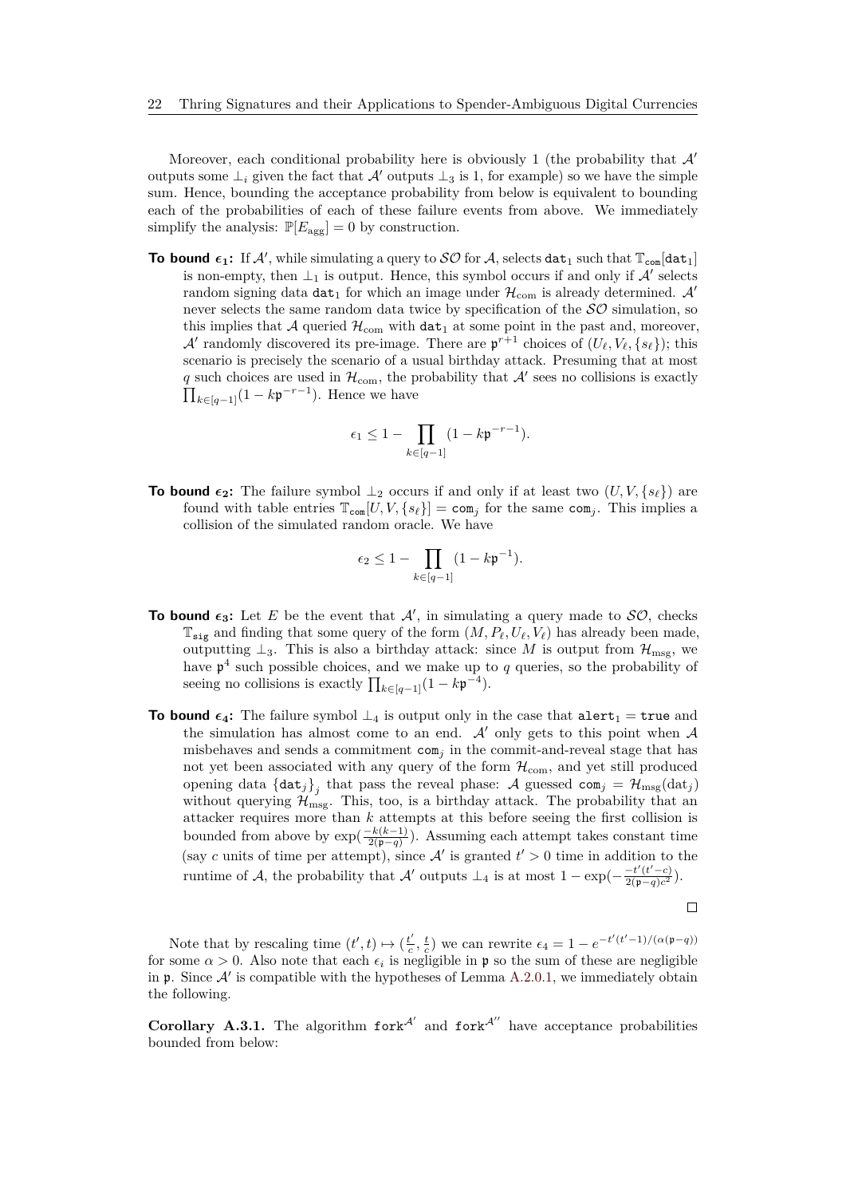Moreover, each conditional probability here is obviously 1 (the probability that $\mathcal{A}'$ outputs some $\bot_i$ given the fact that $\mathcal{A}'$ outputs $\bot_3$ is 1, for example) so we have the simple sum. Hence, bounding the acceptance probability from below is equivalent to bounding each of the probabilities of each of these failure events from above. We immediately simplify the analysis: $\mathbb{P}[E_{\text{agg}}] = 0$ by construction.

**To bound $\epsilon_1$:** If $\mathcal{A}'$, while simulating a query to $\mathcal{SO}$ for $\mathcal{A}$, selects $\mathtt{dat}_1$ such that $\mathbb{T}_{\mathtt{com}}[\mathtt{dat}_1]$ is non-empty, then $\bot_1$ is output. Hence, this symbol occurs if and only if $\mathcal{A}'$ selects random signing data $\mathtt{dat}_1$ for which an image under $\mathcal{H}_{\text{com}}$ is already determined. $\mathcal{A}'$ never selects the same random data twice by specification of the $\mathcal{SO}$ simulation, so this implies that $\mathcal{A}$ queried $\mathcal{H}_{\text{com}}$ with $\mathtt{dat}_1$ at some point in the past and, moreover, $\mathcal{A}'$ randomly discovered its pre-image. There are $\mathfrak{p}^{r+1}$ choices of $(U_\ell, V_\ell, \{s_\ell\})$; this scenario is precisely the scenario of a usual birthday attack. Presuming that at most $q$ such choices are used in $\mathcal{H}_{\text{com}}$, the probability that $\mathcal{A}'$ sees no collisions is exactly $\prod_{k \in [q-1]}(1 - k\mathfrak{p}^{-r-1})$. Hence we have

$$\epsilon_1 \leq 1 - \prod_{k \in [q-1]} (1 - k\mathfrak{p}^{-r-1}).$$

**To bound $\epsilon_2$:** The failure symbol $\bot_2$ occurs if and only if at least two $(U, V, \{s_\ell\})$ are found with table entries $\mathbb{T}_{\mathtt{com}}[U, V, \{s_\ell\}] = \mathtt{com}_j$ for the same $\mathtt{com}_j$. This implies a collision of the simulated random oracle. We have

$$\epsilon_2 \leq 1 - \prod_{k \in [q-1]} (1 - k\mathfrak{p}^{-1}).$$

**To bound $\epsilon_3$:** Let $E$ be the event that $\mathcal{A}'$, in simulating a query made to $\mathcal{SO}$, checks $\mathbb{T}_{\mathtt{sig}}$ and finding that some query of the form $(M, P_\ell, U_\ell, V_\ell)$ has already been made, outputting $\bot_3$. This is also a birthday attack: since $M$ is output from $\mathcal{H}_{\text{msg}}$, we have $\mathfrak{p}^4$ such possible choices, and we make up to $q$ queries, so the probability of seeing no collisions is exactly $\prod_{k \in [q-1]}(1 - k\mathfrak{p}^{-4})$.

**To bound $\epsilon_4$:** The failure symbol $\bot_4$ is output only in the case that $\mathtt{alert}_1 = \mathtt{true}$ and the simulation has almost come to an end. $\mathcal{A}'$ only gets to this point when $\mathcal{A}$ misbehaves and sends a commitment $\mathtt{com}_j$ in the commit-and-reveal stage that has not yet been associated with any query of the form $\mathcal{H}_{\text{com}}$, and yet still produced opening data $\{\mathtt{dat}_j\}_j$ that pass the reveal phase: $\mathcal{A}$ guessed $\mathtt{com}_j = \mathcal{H}_{\text{msg}}(\text{dat}_j)$ without querying $\mathcal{H}_{\text{msg}}$. This, too, is a birthday attack. The probability that an attacker requires more than $k$ attempts at this before seeing the first collision is bounded from above by $\exp(\frac{-k(k-1)}{2(\mathfrak{p}-q)})$. Assuming each attempt takes constant time (say $c$ units of time per attempt), since $\mathcal{A}'$ is granted $t' > 0$ time in addition to the runtime of $\mathcal{A}$, the probability that $\mathcal{A}'$ outputs $\bot_4$ is at most $1 - \exp(-\frac{-t'(t'-c)}{2(\mathfrak{p}-q)c^2})$.

□

Note that by rescaling time $(t', t) \mapsto (\frac{t'}{c}, \frac{t}{c})$ we can rewrite $\epsilon_4 = 1 - e^{-t'(t'-1)/(\alpha(\mathfrak{p}-q))}$ for some $\alpha > 0$. Also note that each $\epsilon_i$ is negligible in $\mathfrak{p}$ so the sum of these are negligible in $\mathfrak{p}$. Since $\mathcal{A}'$ is compatible with the hypotheses of Lemma A.2.0.1, we immediately obtain the following.

**Corollary A.3.1.** The algorithm $\mathtt{fork}^{\mathcal{A}'}$ and $\mathtt{fork}^{\mathcal{A}''}$ have acceptance probabilities bounded from below: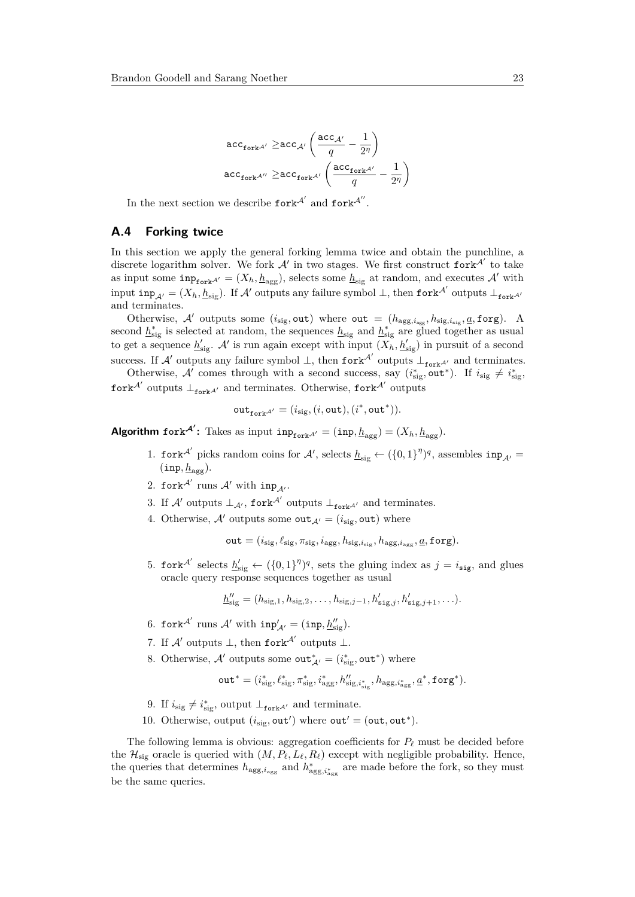$$\texttt{acc}_{\texttt{fork}^{\mathcal{A}'}} \geq \texttt{acc}_{\mathcal{A}'} \left( \frac{\texttt{acc}_{\mathcal{A}'}}{q} - \frac{1}{2^\eta} \right)$$

$$\texttt{acc}_{\texttt{fork}^{\mathcal{A}''}} \geq \texttt{acc}_{\texttt{fork}^{\mathcal{A}'}} \left( \frac{\texttt{acc}_{\texttt{fork}^{\mathcal{A}'}}}{q} - \frac{1}{2^\eta} \right)$$

In the next section we describe $\texttt{fork}^{\mathcal{A}'}$ and $\texttt{fork}^{\mathcal{A}''}$.

## A.4 Forking twice

In this section we apply the general forking lemma twice and obtain the punchline, a discrete logarithm solver. We fork $\mathcal{A}'$ in two stages. We first construct $\texttt{fork}^{\mathcal{A}'}$ to take as input some $\texttt{inp}_{\texttt{fork}^{\mathcal{A}'}} = (X_h, \underline{h}_{\text{agg}})$, selects some $\underline{h}_{\text{sig}}$ at random, and executes $\mathcal{A}'$ with input $\texttt{inp}_{\mathcal{A}'} = (X_h, \underline{h}_{\text{sig}})$. If $\mathcal{A}'$ outputs any failure symbol $\bot$, then $\texttt{fork}^{\mathcal{A}'}$ outputs $\bot_{\texttt{fork}^{\mathcal{A}'}}$ and terminates.

Otherwise, $\mathcal{A}'$ outputs some $(i_{\text{sig}}, \texttt{out})$ where $\texttt{out} = (h_{\text{agg},i_{\text{agg}}}, h_{\text{sig},i_{\text{sig}}}, \underline{a}, \texttt{forg})$. A second $\underline{h}^*_{\text{sig}}$ is selected at random, the sequences $\underline{h}_{\text{sig}}$ and $\underline{h}^*_{\text{sig}}$ are glued together as usual to get a sequence $\underline{h}'_{\text{sig}}$. $\mathcal{A}'$ is run again except with input $(X_h, \underline{h}'_{\text{sig}})$ in pursuit of a second success. If $\mathcal{A}'$ outputs any failure symbol $\bot$, then $\texttt{fork}^{\mathcal{A}'}$ outputs $\bot_{\texttt{fork}^{\mathcal{A}'}}$ and terminates.

Otherwise, $\mathcal{A}'$ comes through with a second success, say $(i^*_{\text{sig}}, \texttt{out}^*)$. If $i_{\text{sig}} \neq i^*_{\text{sig}}$, $\texttt{fork}^{\mathcal{A}'}$ outputs $\bot_{\texttt{fork}^{\mathcal{A}'}}$ and terminates. Otherwise, $\texttt{fork}^{\mathcal{A}'}$ outputs

$$\texttt{out}_{\texttt{fork}^{\mathcal{A}'}} = (i_{\text{sig}}, (i, \texttt{out}), (i^*, \texttt{out}^*)).$$

**Algorithm $\texttt{fork}^{\mathcal{A}'}$:** Takes as input $\texttt{inp}_{\texttt{fork}^{\mathcal{A}'}} = (\texttt{inp}, \underline{h}_{\text{agg}}) = (X_h, \underline{h}_{\text{agg}})$.

1. $\texttt{fork}^{\mathcal{A}'}$ picks random coins for $\mathcal{A}'$, selects $\underline{h}_{\text{sig}} \leftarrow (\{0,1\}^\eta)^q$, assembles $\texttt{inp}_{\mathcal{A}'} = (\texttt{inp}, \underline{h}_{\text{agg}})$.
2. $\texttt{fork}^{\mathcal{A}'}$ runs $\mathcal{A}'$ with $\texttt{inp}_{\mathcal{A}'}$.
3. If $\mathcal{A}'$ outputs $\bot_{\mathcal{A}'}$, $\texttt{fork}^{\mathcal{A}'}$ outputs $\bot_{\texttt{fork}^{\mathcal{A}'}}$ and terminates.
4. Otherwise, $\mathcal{A}'$ outputs some $\texttt{out}_{\mathcal{A}'} = (i_{\text{sig}}, \texttt{out})$ where
$$\texttt{out} = (i_{\text{sig}}, \ell_{\text{sig}}, \pi_{\text{sig}}, i_{\text{agg}}, h_{\text{sig},i_{\text{sig}}}, h_{\text{agg},i_{\text{agg}}}, \underline{a}, \texttt{forg}).$$
5. $\texttt{fork}^{\mathcal{A}'}$ selects $\underline{h}'_{\text{sig}} \leftarrow (\{0,1\}^\eta)^q$, sets the gluing index as $j = i_{\texttt{sig}}$, and glues oracle query response sequences together as usual
$$\underline{h}''_{\text{sig}} = (h_{\text{sig},1}, h_{\text{sig},2}, \ldots, h_{\text{sig},j-1}, h'_{\texttt{sig},j}, h'_{\texttt{sig},j+1}, \ldots).$$
6. $\texttt{fork}^{\mathcal{A}'}$ runs $\mathcal{A}'$ with $\texttt{inp}'_{\mathcal{A}'} = (\texttt{inp}, \underline{h}''_{\text{sig}})$.
7. If $\mathcal{A}'$ outputs $\bot$, then $\texttt{fork}^{\mathcal{A}'}$ outputs $\bot$.
8. Otherwise, $\mathcal{A}'$ outputs some $\texttt{out}^*_{\mathcal{A}'} = (i^*_{\text{sig}}, \texttt{out}^*)$ where
$$\texttt{out}^* = (i^*_{\text{sig}}, \ell^*_{\text{sig}}, \pi^*_{\text{sig}}, i^*_{\text{agg}}, h''_{\text{sig},i^*_{\text{sig}}}, h_{\text{agg},i^*_{\text{agg}}}, \underline{a}^*, \texttt{forg}^*).$$
9. If $i_{\text{sig}} \neq i^*_{\text{sig}}$, output $\bot_{\texttt{fork}^{\mathcal{A}'}}$ and terminate.
10. Otherwise, output $(i_{\text{sig}}, \texttt{out}')$ where $\texttt{out}' = (\texttt{out}, \texttt{out}^*)$.

The following lemma is obvious: aggregation coefficients for $P_\ell$ must be decided before the $\mathcal{H}_{\text{sig}}$ oracle is queried with $(M, P_\ell, L_\ell, R_\ell)$ except with negligible probability. Hence, the queries that determines $h_{\text{agg},i_{\text{agg}}}$ and $h^*_{\text{agg},i^*_{\text{agg}}}$ are made before the fork, so they must be the same queries.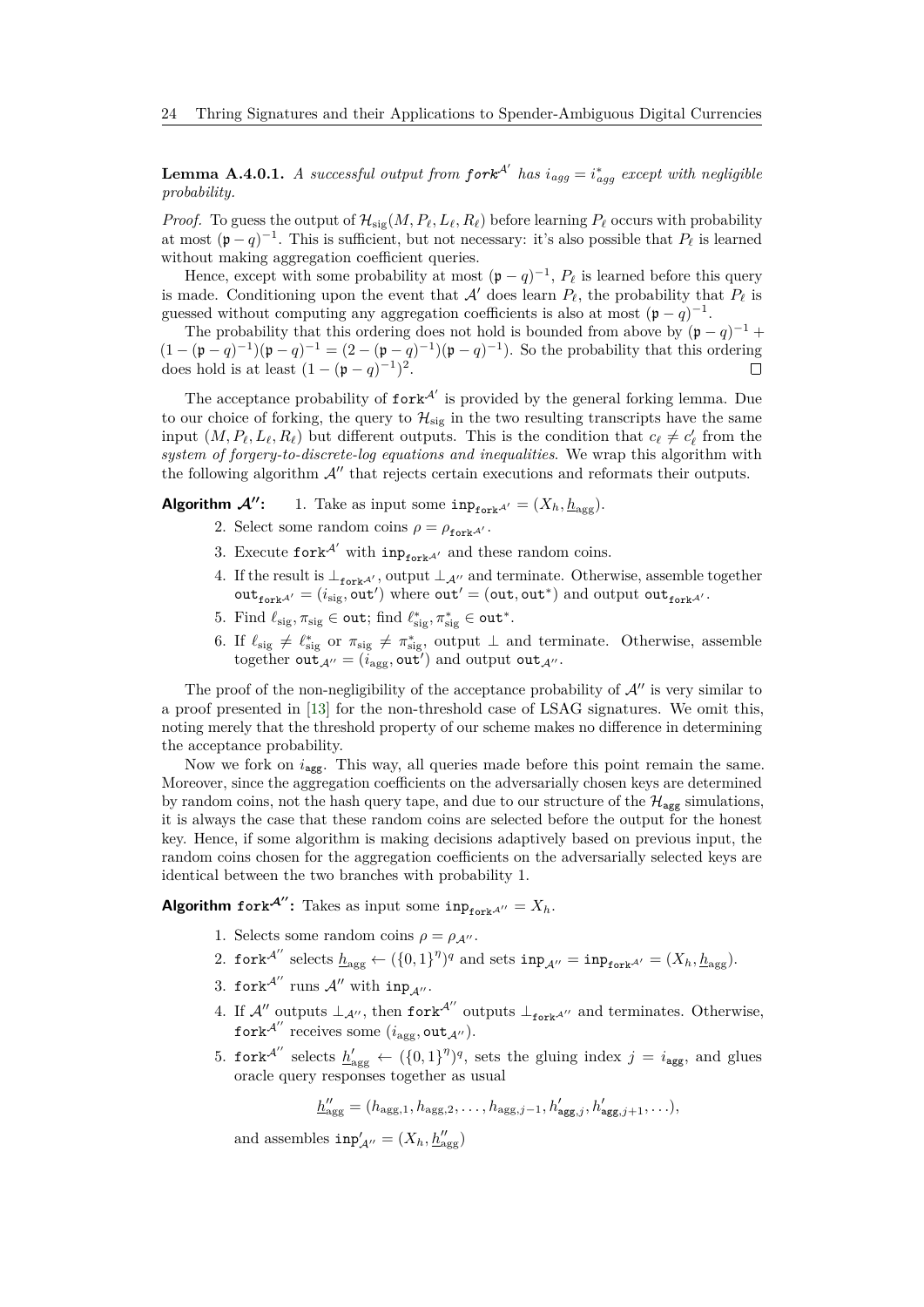**Lemma A.4.0.1.** *A successful output from $\mathtt{fork}^{\mathcal{A}'}$ has $i_{agg} = i^*_{agg}$ except with negligible probability.*

*Proof.* To guess the output of $\mathcal{H}_{\text{sig}}(M, P_\ell, L_\ell, R_\ell)$ before learning $P_\ell$ occurs with probability at most $(\mathfrak{p} - q)^{-1}$. This is sufficient, but not necessary: it's also possible that $P_\ell$ is learned without making aggregation coefficient queries.

Hence, except with some probability at most $(\mathfrak{p} - q)^{-1}$, $P_\ell$ is learned before this query is made. Conditioning upon the event that $\mathcal{A}'$ does learn $P_\ell$, the probability that $P_\ell$ is guessed without computing any aggregation coefficients is also at most $(\mathfrak{p} - q)^{-1}$.

The probability that this ordering does not hold is bounded from above by $(\mathfrak{p} - q)^{-1} + (1 - (\mathfrak{p} - q)^{-1})(\mathfrak{p} - q)^{-1} = (2 - (\mathfrak{p} - q)^{-1})(\mathfrak{p} - q)^{-1})$. So the probability that this ordering does hold is at least $(1 - (\mathfrak{p} - q)^{-1})^2$. ◻

The acceptance probability of $\mathtt{fork}^{\mathcal{A}'}$ is provided by the general forking lemma. Due to our choice of forking, the query to $\mathcal{H}_{\text{sig}}$ in the two resulting transcripts have the same input $(M, P_\ell, L_\ell, R_\ell)$ but different outputs. This is the condition that $c_\ell \neq c'_\ell$ from the *system of forgery-to-discrete-log equations and inequalities*. We wrap this algorithm with the following algorithm $\mathcal{A}''$ that rejects certain executions and reformats their outputs.

**Algorithm $\mathcal{A}''$:**

1. Take as input some $\mathtt{inp}_{\mathtt{fork}^{\mathcal{A}'}} = (X_h, \underline{h}_{\text{agg}})$.
2. Select some random coins $\rho = \rho_{\mathtt{fork}^{\mathcal{A}'}}$.
3. Execute $\mathtt{fork}^{\mathcal{A}'}$ with $\mathtt{inp}_{\mathtt{fork}^{\mathcal{A}'}}$ and these random coins.
4. If the result is $\bot_{\mathtt{fork}^{\mathcal{A}'}}$, output $\bot_{\mathcal{A}''}$ and terminate. Otherwise, assemble together $\mathtt{out}_{\mathtt{fork}^{\mathcal{A}'}} = (i_{\text{sig}}, \mathtt{out}')$ where $\mathtt{out}' = (\mathtt{out}, \mathtt{out}^*)$ and output $\mathtt{out}_{\mathtt{fork}^{\mathcal{A}'}}$.
5. Find $\ell_{\text{sig}}, \pi_{\text{sig}} \in \mathtt{out}$; find $\ell^*_{\text{sig}}, \pi^*_{\text{sig}} \in \mathtt{out}^*$.
6. If $\ell_{\text{sig}} \neq \ell^*_{\text{sig}}$ or $\pi_{\text{sig}} \neq \pi^*_{\text{sig}}$, output $\bot$ and terminate. Otherwise, assemble together $\mathtt{out}_{\mathcal{A}''} = (i_{\text{agg}}, \mathtt{out}')$ and output $\mathtt{out}_{\mathcal{A}''}$.

The proof of the non-negligibility of the acceptance probability of $\mathcal{A}''$ is very similar to a proof presented in [13] for the non-threshold case of LSAG signatures. We omit this, noting merely that the threshold property of our scheme makes no difference in determining the acceptance probability.

Now we fork on $i_{\mathtt{agg}}$. This way, all queries made before this point remain the same. Moreover, since the aggregation coefficients on the adversarially chosen keys are determined by random coins, not the hash query tape, and due to our structure of the $\mathcal{H}_{\mathtt{agg}}$ simulations, it is always the case that these random coins are selected before the output for the honest key. Hence, if some algorithm is making decisions adaptively based on previous input, the random coins chosen for the aggregation coefficients on the adversarially selected keys are identical between the two branches with probability 1.

**Algorithm $\mathtt{fork}^{\mathcal{A}''}$:** Takes as input some $\mathtt{inp}_{\mathtt{fork}^{\mathcal{A}''}} = X_h$.

1. Selects some random coins $\rho = \rho_{\mathcal{A}''}$.
2. $\mathtt{fork}^{\mathcal{A}''}$ selects $\underline{h}_{\text{agg}} \leftarrow (\{0,1\}^\eta)^q$ and sets $\mathtt{inp}_{\mathcal{A}''} = \mathtt{inp}_{\mathtt{fork}^{\mathcal{A}'}} = (X_h, \underline{h}_{\text{agg}})$.
3. $\mathtt{fork}^{\mathcal{A}''}$ runs $\mathcal{A}''$ with $\mathtt{inp}_{\mathcal{A}''}$.
4. If $\mathcal{A}''$ outputs $\bot_{\mathcal{A}''}$, then $\mathtt{fork}^{\mathcal{A}''}$ outputs $\bot_{\mathtt{fork}^{\mathcal{A}''}}$ and terminates. Otherwise, $\mathtt{fork}^{\mathcal{A}''}$ receives some $(i_{\text{agg}}, \mathtt{out}_{\mathcal{A}''})$.
5. $\mathtt{fork}^{\mathcal{A}''}$ selects $\underline{h}'_{\text{agg}} \leftarrow (\{0,1\}^\eta)^q$, sets the gluing index $j = i_{\mathtt{agg}}$, and glues oracle query responses together as usual

$$\underline{h}''_{\text{agg}} = (h_{\text{agg},1}, h_{\text{agg},2}, \ldots, h_{\text{agg},j-1}, h'_{\mathtt{agg},j}, h'_{\mathtt{agg},j+1}, \ldots),$$

and assembles $\mathtt{inp}'_{\mathcal{A}''} = (X_h, \underline{h}''_{\text{agg}})$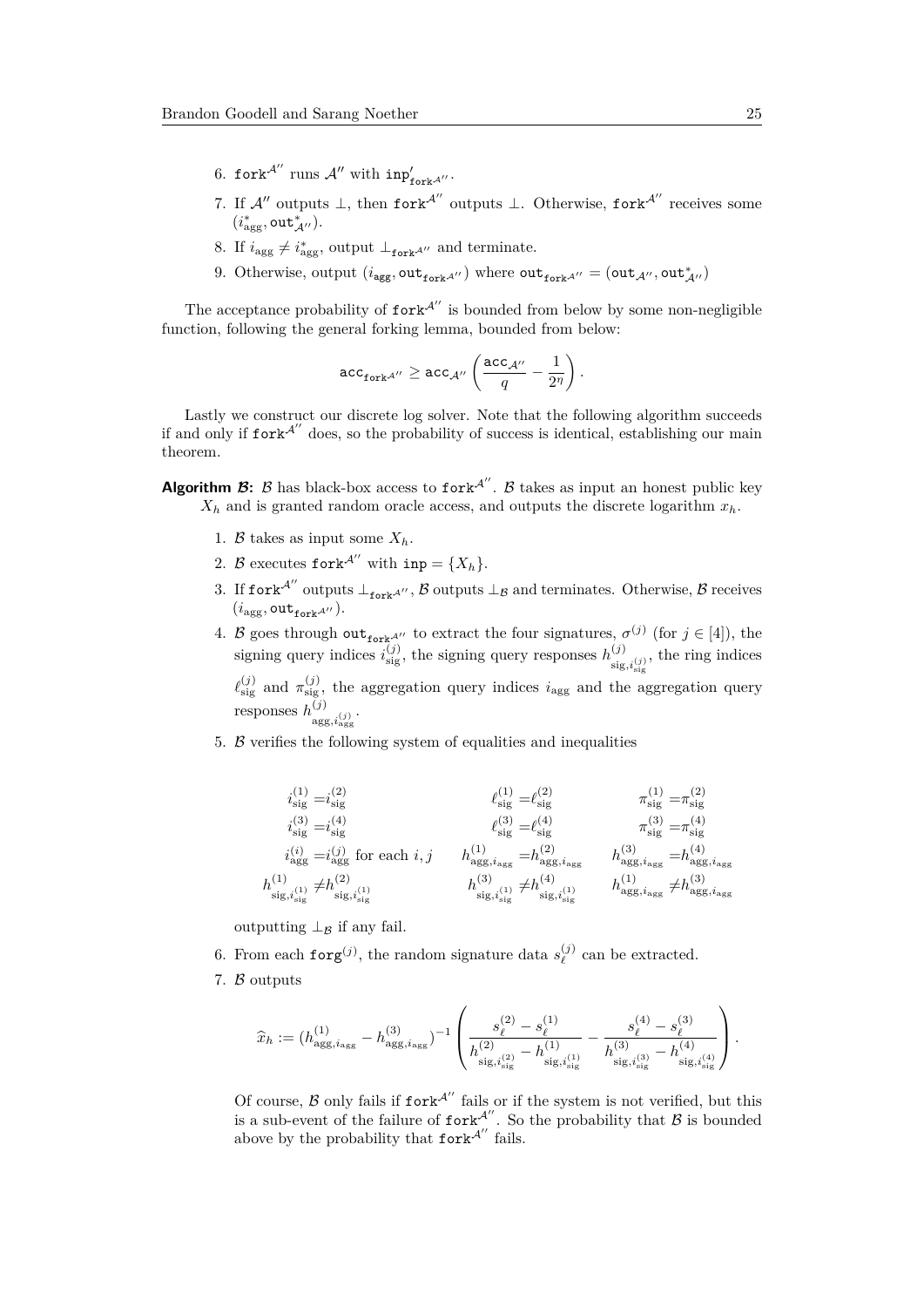6. $\mathtt{fork}^{\mathcal{A}''}$ runs $\mathcal{A}''$ with $\mathtt{inp}'_{\mathtt{fork}^{\mathcal{A}''}}$.
7. If $\mathcal{A}''$ outputs $\bot$, then $\mathtt{fork}^{\mathcal{A}''}$ outputs $\bot$. Otherwise, $\mathtt{fork}^{\mathcal{A}''}$ receives some $(i^*_{\text{agg}}, \mathtt{out}^*_{\mathcal{A}''})$.
8. If $i_{\text{agg}} \neq i^*_{\text{agg}}$, output $\bot_{\mathtt{fork}^{\mathcal{A}''}}$ and terminate.
9. Otherwise, output $(i_{\mathtt{agg}}, \mathtt{out}_{\mathtt{fork}^{\mathcal{A}''}})$ where $\mathtt{out}_{\mathtt{fork}^{\mathcal{A}''}} = (\mathtt{out}_{\mathcal{A}''}, \mathtt{out}^*_{\mathcal{A}''})$

The acceptance probability of $\mathtt{fork}^{\mathcal{A}''}$ is bounded from below by some non-negligible function, following the general forking lemma, bounded from below:

$$\mathtt{acc}_{\mathtt{fork}^{\mathcal{A}''}} \geq \mathtt{acc}_{\mathcal{A}''} \left( \frac{\mathtt{acc}_{\mathcal{A}''}}{q} - \frac{1}{2^\eta} \right).$$

Lastly we construct our discrete log solver. Note that the following algorithm succeeds if and only if $\mathtt{fork}^{\mathcal{A}''}$ does, so the probability of success is identical, establishing our main theorem.

**Algorithm $\mathcal{B}$:** $\mathcal{B}$ has black-box access to $\mathtt{fork}^{\mathcal{A}''}$. $\mathcal{B}$ takes as input an honest public key $X_h$ and is granted random oracle access, and outputs the discrete logarithm $x_h$.

1. $\mathcal{B}$ takes as input some $X_h$.
2. $\mathcal{B}$ executes $\mathtt{fork}^{\mathcal{A}''}$ with $\mathtt{inp} = \{X_h\}$.
3. If $\mathtt{fork}^{\mathcal{A}''}$ outputs $\bot_{\mathtt{fork}^{\mathcal{A}''}}$, $\mathcal{B}$ outputs $\bot_{\mathcal{B}}$ and terminates. Otherwise, $\mathcal{B}$ receives $(i_{\text{agg}}, \mathtt{out}_{\mathtt{fork}^{\mathcal{A}''}})$.
4. $\mathcal{B}$ goes through $\mathtt{out}_{\mathtt{fork}^{\mathcal{A}''}}$ to extract the four signatures, $\sigma^{(j)}$ (for $j \in [4]$), the signing query indices $i^{(j)}_{\text{sig}}$, the signing query responses $h^{(j)}_{\text{sig}, i^{(j)}_{\text{sig}}}$, the ring indices $\ell^{(j)}_{\text{sig}}$ and $\pi^{(j)}_{\text{sig}}$, the aggregation query indices $i_{\text{agg}}$ and the aggregation query responses $h^{(j)}_{\text{agg}, i^{(j)}_{\text{agg}}}$.
5. $\mathcal{B}$ verifies the following system of equalities and inequalities

$$\begin{aligned}
i^{(1)}_{\text{sig}} &= i^{(2)}_{\text{sig}} & \ell^{(1)}_{\text{sig}} &= \ell^{(2)}_{\text{sig}} & \pi^{(1)}_{\text{sig}} &= \pi^{(2)}_{\text{sig}} \\
i^{(3)}_{\text{sig}} &= i^{(4)}_{\text{sig}} & \ell^{(3)}_{\text{sig}} &= \ell^{(4)}_{\text{sig}} & \pi^{(3)}_{\text{sig}} &= \pi^{(4)}_{\text{sig}} \\
i^{(i)}_{\text{agg}} &= i^{(j)}_{\text{agg}} \text{ for each } i, j & h^{(1)}_{\text{agg}, i_{\text{agg}}} &= h^{(2)}_{\text{agg}, i_{\text{agg}}} & h^{(3)}_{\text{agg}, i_{\text{agg}}} &= h^{(4)}_{\text{agg}, i_{\text{agg}}} \\
h^{(1)}_{\text{sig}, i^{(1)}_{\text{sig}}} &\neq h^{(2)}_{\text{sig}, i^{(1)}_{\text{sig}}} & h^{(3)}_{\text{sig}, i^{(1)}_{\text{sig}}} &\neq h^{(4)}_{\text{sig}, i^{(1)}_{\text{sig}}} & h^{(1)}_{\text{agg}, i_{\text{agg}}} &\neq h^{(3)}_{\text{agg}, i_{\text{agg}}}
\end{aligned}$$

outputting $\bot_{\mathcal{B}}$ if any fail.

6. From each $\mathtt{forg}^{(j)}$, the random signature data $s^{(j)}_\ell$ can be extracted.
7. $\mathcal{B}$ outputs

$$\widehat{x}_h := (h^{(1)}_{\text{agg}, i_{\text{agg}}} - h^{(3)}_{\text{agg}, i_{\text{agg}}})^{-1} \left( \frac{s^{(2)}_\ell - s^{(1)}_\ell}{h^{(2)}_{\text{sig}, i^{(2)}_{\text{sig}}} - h^{(1)}_{\text{sig}, i^{(1)}_{\text{sig}}}} - \frac{s^{(4)}_\ell - s^{(3)}_\ell}{h^{(3)}_{\text{sig}, i^{(3)}_{\text{sig}}} - h^{(4)}_{\text{sig}, i^{(4)}_{\text{sig}}}} \right).$$

Of course, $\mathcal{B}$ only fails if $\mathtt{fork}^{\mathcal{A}''}$ fails or if the system is not verified, but this is a sub-event of the failure of $\mathtt{fork}^{\mathcal{A}''}$. So the probability that $\mathcal{B}$ is bounded above by the probability that $\mathtt{fork}^{\mathcal{A}''}$ fails.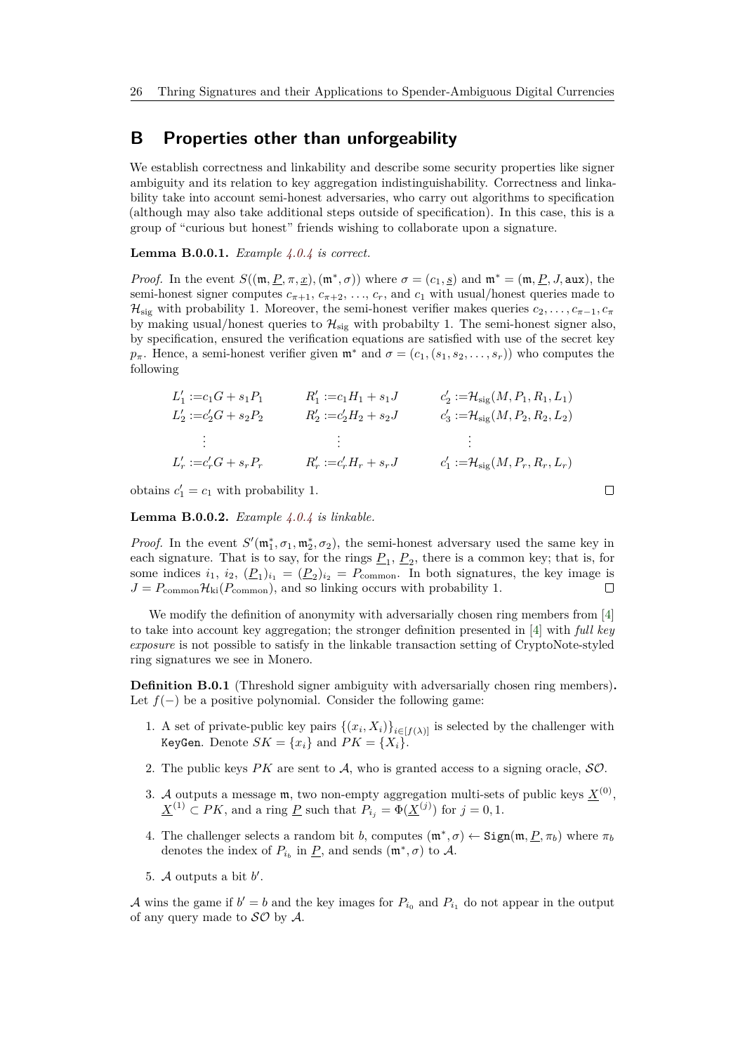# B Properties other than unforgeability

We establish correctness and linkability and describe some security properties like signer ambiguity and its relation to key aggregation indistinguishability. Correctness and linkability take into account semi-honest adversaries, who carry out algorithms to specification (although may also take additional steps outside of specification). In this case, this is a group of "curious but honest" friends wishing to collaborate upon a signature.

**Lemma B.0.0.1.** *Example 4.0.4 is correct.*

*Proof.* In the event $S((\mathfrak{m}, \underline{P}, \pi, \underline{x}), (\mathfrak{m}^*, \sigma))$ where $\sigma = (c_1, \underline{s})$ and $\mathfrak{m}^* = (\mathfrak{m}, \underline{P}, J, \mathtt{aux})$, the semi-honest signer computes $c_{\pi+1}$, $c_{\pi+2}$, ..., $c_r$, and $c_1$ with usual/honest queries made to $\mathcal{H}_{\text{sig}}$ with probability 1. Moreover, the semi-honest verifier makes queries $c_2, \ldots, c_{\pi-1}, c_\pi$ by making usual/honest queries to $\mathcal{H}_{\text{sig}}$ with probabilty 1. The semi-honest signer also, by specification, ensured the verification equations are satisfied with use of the secret key $p_\pi$. Hence, a semi-honest verifier given $\mathfrak{m}^*$ and $\sigma = (c_1, (s_1, s_2, \ldots, s_r))$ who computes the following

$$
\begin{aligned}
L_1' &:= c_1 G + s_1 P_1 & R_1' &:= c_1 H_1 + s_1 J & c_2' &:= \mathcal{H}_{\text{sig}}(M, P_1, R_1, L_1) \\
L_2' &:= c_2' G + s_2 P_2 & R_2' &:= c_2' H_2 + s_2 J & c_3' &:= \mathcal{H}_{\text{sig}}(M, P_2, R_2, L_2) \\
&\vdots & &\vdots & &\vdots \\
L_r' &:= c_r' G + s_r P_r & R_r' &:= c_r' H_r + s_r J & c_1' &:= \mathcal{H}_{\text{sig}}(M, P_r, R_r, L_r)
\end{aligned}
$$

obtains $c_1' = c_1$ with probability 1. ◻

**Lemma B.0.0.2.** *Example 4.0.4 is linkable.*

*Proof.* In the event $S'(\mathfrak{m}_1^*, \sigma_1, \mathfrak{m}_2^*, \sigma_2)$, the semi-honest adversary used the same key in each signature. That is to say, for the rings $\underline{P}_1$, $\underline{P}_2$, there is a common key; that is, for some indices $i_1$, $i_2$, $(\underline{P}_1)_{i_1} = (\underline{P}_2)_{i_2} = P_{\text{common}}$. In both signatures, the key image is $J = P_{\text{common}} \mathcal{H}_{\text{ki}}(P_{\text{common}})$, and so linking occurs with probability 1. ◻

We modify the definition of anonymity with adversarially chosen ring members from [4] to take into account key aggregation; the stronger definition presented in [4] with *full key exposure* is not possible to satisfy in the linkable transaction setting of CryptoNote-styled ring signatures we see in Monero.

**Definition B.0.1** (Threshold signer ambiguity with adversarially chosen ring members)**.** Let $f(-)$ be a positive polynomial. Consider the following game:

1. A set of private-public key pairs $\{(x_i, X_i)\}_{i \in [f(\lambda)]}$ is selected by the challenger with `KeyGen`. Denote $SK = \{x_i\}$ and $PK = \{X_i\}$.
2. The public keys $PK$ are sent to $\mathcal{A}$, who is granted access to a signing oracle, $\mathcal{SO}$.
3. $\mathcal{A}$ outputs a message $\mathfrak{m}$, two non-empty aggregation multi-sets of public keys $\underline{X}^{(0)}$, $\underline{X}^{(1)} \subset PK$, and a ring $\underline{P}$ such that $P_{i_j} = \Phi(\underline{X}^{(j)})$ for $j = 0, 1$.
4. The challenger selects a random bit $b$, computes $(\mathfrak{m}^*, \sigma) \leftarrow \mathtt{Sign}(\mathfrak{m}, \underline{P}, \pi_b)$ where $\pi_b$ denotes the index of $P_{i_b}$ in $\underline{P}$, and sends $(\mathfrak{m}^*, \sigma)$ to $\mathcal{A}$.
5. $\mathcal{A}$ outputs a bit $b'$.

$\mathcal{A}$ wins the game if $b' = b$ and the key images for $P_{i_0}$ and $P_{i_1}$ do not appear in the output of any query made to $\mathcal{SO}$ by $\mathcal{A}$.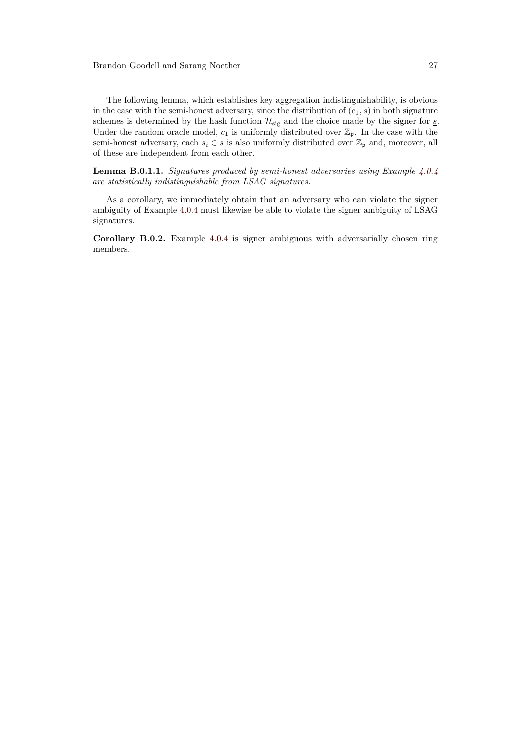The following lemma, which establishes key aggregation indistinguishability, is obvious in the case with the semi-honest adversary, since the distribution of $(c_1, \underline{s})$ in both signature schemes is determined by the hash function $\mathcal{H}_{\text{sig}}$ and the choice made by the signer for $\underline{s}$. Under the random oracle model, $c_1$ is uniformly distributed over $\mathbb{Z}_{\mathfrak{p}}$. In the case with the semi-honest adversary, each $s_i \in \underline{s}$ is also uniformly distributed over $\mathbb{Z}_{\mathfrak{p}}$ and, moreover, all of these are independent from each other.

**Lemma B.0.1.1.** *Signatures produced by semi-honest adversaries using Example 4.0.4 are statistically indistinguishable from LSAG signatures.*

As a corollary, we immediately obtain that an adversary who can violate the signer ambiguity of Example 4.0.4 must likewise be able to violate the signer ambiguity of LSAG signatures.

**Corollary B.0.2.** Example 4.0.4 is signer ambiguous with adversarially chosen ring members.